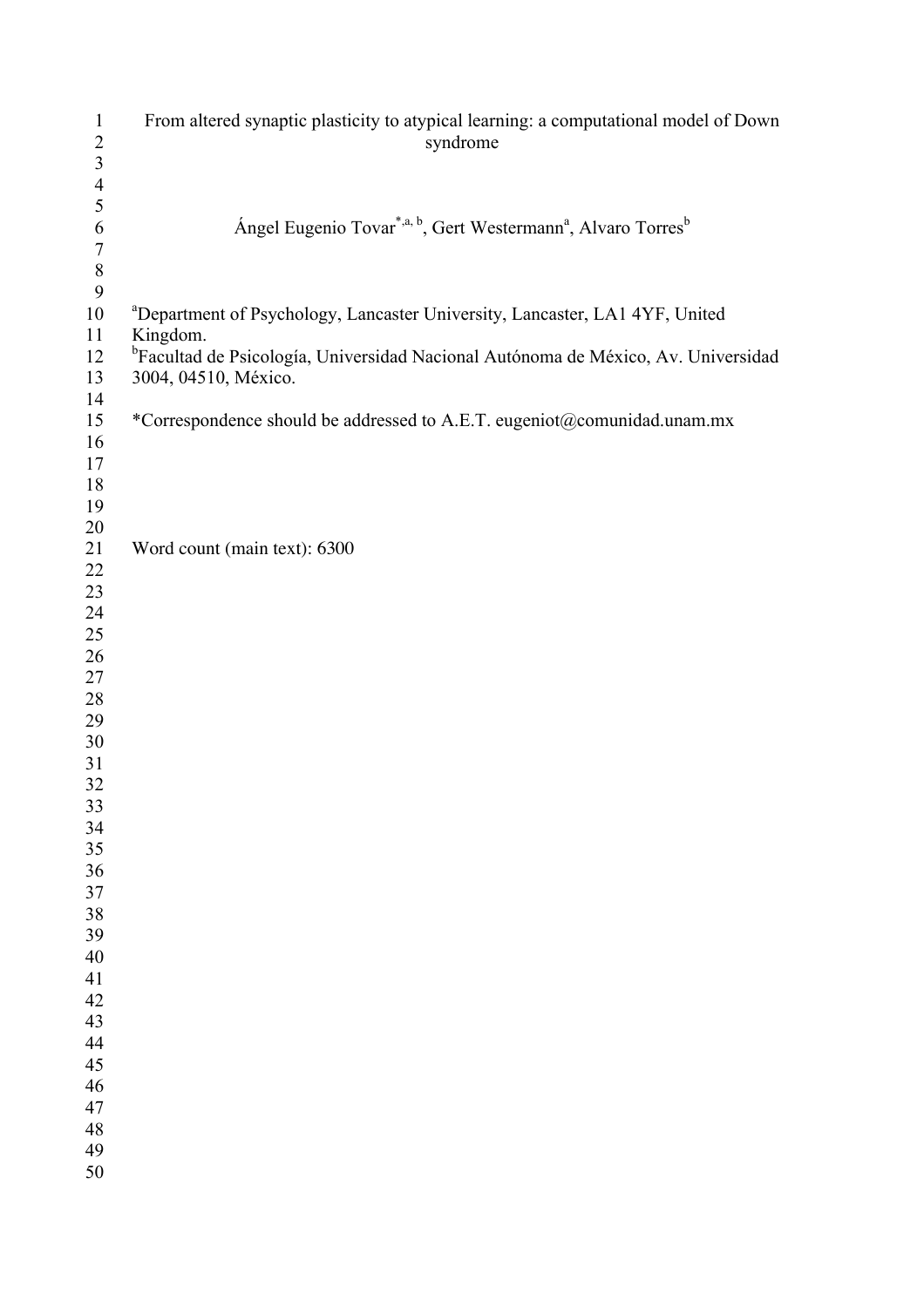# From altered synaptic plasticity to atypical learning: a computational model of Down syndrome

Ángel Eugenio Tovar[*,a, b], Gert Westermann[a], Alvaro Torres[b]

[a]Department of Psychology, Lancaster University, Lancaster, LA1 4YF, United Kingdom.

[b]Facultad de Psicología, Universidad Nacional Autónoma de México, Av. Universidad 3004, 04510, México.

*Correspondence should be addressed to A.E.T. eugeniot@comunidad.unam.mx

Word count (main text): 6300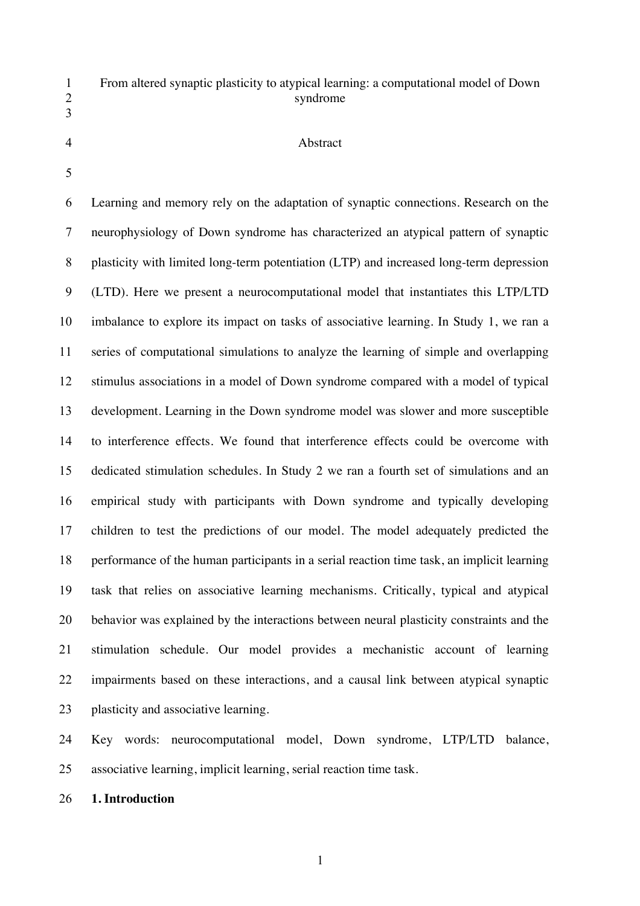# From altered synaptic plasticity to atypical learning: a computational model of Down syndrome

## Abstract

Learning and memory rely on the adaptation of synaptic connections. Research on the neurophysiology of Down syndrome has characterized an atypical pattern of synaptic plasticity with limited long-term potentiation (LTP) and increased long-term depression (LTD). Here we present a neurocomputational model that instantiates this LTP/LTD imbalance to explore its impact on tasks of associative learning. In Study 1, we ran a series of computational simulations to analyze the learning of simple and overlapping stimulus associations in a model of Down syndrome compared with a model of typical development. Learning in the Down syndrome model was slower and more susceptible to interference effects. We found that interference effects could be overcome with dedicated stimulation schedules. In Study 2 we ran a fourth set of simulations and an empirical study with participants with Down syndrome and typically developing children to test the predictions of our model. The model adequately predicted the performance of the human participants in a serial reaction time task, an implicit learning task that relies on associative learning mechanisms. Critically, typical and atypical behavior was explained by the interactions between neural plasticity constraints and the stimulation schedule. Our model provides a mechanistic account of learning impairments based on these interactions, and a causal link between atypical synaptic plasticity and associative learning.

Key words: neurocomputational model, Down syndrome, LTP/LTD balance, associative learning, implicit learning, serial reaction time task.

## 1. Introduction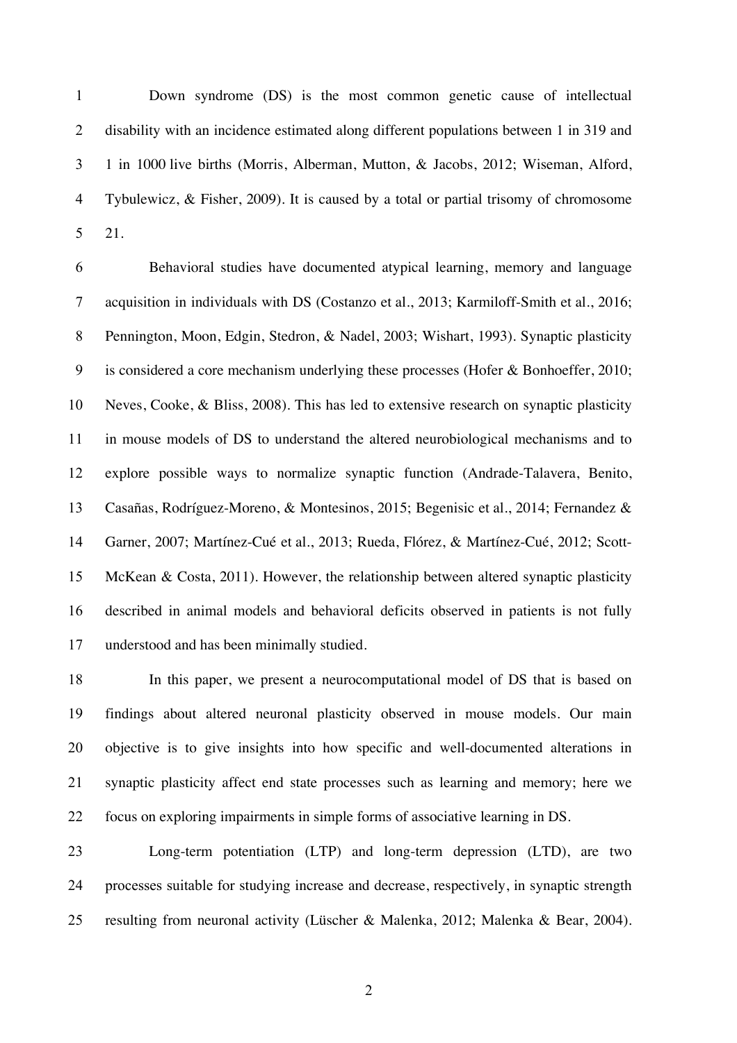Down syndrome (DS) is the most common genetic cause of intellectual disability with an incidence estimated along different populations between 1 in 319 and 1 in 1000 live births (Morris, Alberman, Mutton, & Jacobs, 2012; Wiseman, Alford, Tybulewicz, & Fisher, 2009). It is caused by a total or partial trisomy of chromosome 21.

Behavioral studies have documented atypical learning, memory and language acquisition in individuals with DS (Costanzo et al., 2013; Karmiloff-Smith et al., 2016; Pennington, Moon, Edgin, Stedron, & Nadel, 2003; Wishart, 1993). Synaptic plasticity is considered a core mechanism underlying these processes (Hofer & Bonhoeffer, 2010; Neves, Cooke, & Bliss, 2008). This has led to extensive research on synaptic plasticity in mouse models of DS to understand the altered neurobiological mechanisms and to explore possible ways to normalize synaptic function (Andrade-Talavera, Benito, Casañas, Rodríguez-Moreno, & Montesinos, 2015; Begenisic et al., 2014; Fernandez & Garner, 2007; Martínez-Cué et al., 2013; Rueda, Flórez, & Martínez-Cué, 2012; Scott-McKean & Costa, 2011). However, the relationship between altered synaptic plasticity described in animal models and behavioral deficits observed in patients is not fully understood and has been minimally studied.

In this paper, we present a neurocomputational model of DS that is based on findings about altered neuronal plasticity observed in mouse models. Our main objective is to give insights into how specific and well-documented alterations in synaptic plasticity affect end state processes such as learning and memory; here we focus on exploring impairments in simple forms of associative learning in DS.

Long-term potentiation (LTP) and long-term depression (LTD), are two processes suitable for studying increase and decrease, respectively, in synaptic strength resulting from neuronal activity (Lüscher & Malenka, 2012; Malenka & Bear, 2004).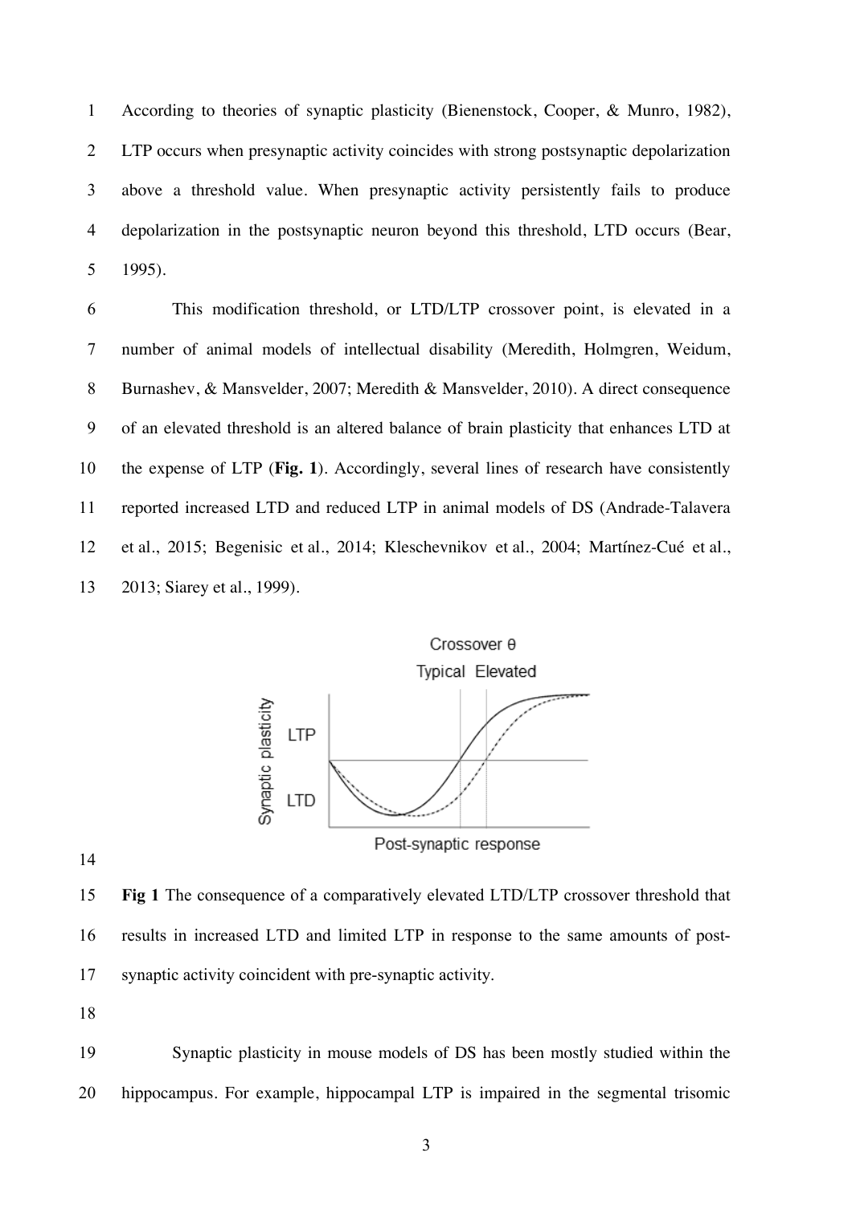According to theories of synaptic plasticity (Bienenstock, Cooper, & Munro, 1982), LTP occurs when presynaptic activity coincides with strong postsynaptic depolarization above a threshold value. When presynaptic activity persistently fails to produce depolarization in the postsynaptic neuron beyond this threshold, LTD occurs (Bear, 1995).

This modification threshold, or LTD/LTP crossover point, is elevated in a number of animal models of intellectual disability (Meredith, Holmgren, Weidum, Burnashev, & Mansvelder, 2007; Meredith & Mansvelder, 2010). A direct consequence of an elevated threshold is an altered balance of brain plasticity that enhances LTD at the expense of LTP (**Fig. 1**). Accordingly, several lines of research have consistently reported increased LTD and reduced LTP in animal models of DS (Andrade-Talavera et al., 2015; Begenisic et al., 2014; Kleschevnikov et al., 2004; Martínez-Cué et al., 2013; Siarey et al., 1999).

**Fig 1** The consequence of a comparatively elevated LTD/LTP crossover threshold that results in increased LTD and limited LTP in response to the same amounts of post-synaptic activity coincident with pre-synaptic activity.

Synaptic plasticity in mouse models of DS has been mostly studied within the hippocampus. For example, hippocampal LTP is impaired in the segmental trisomic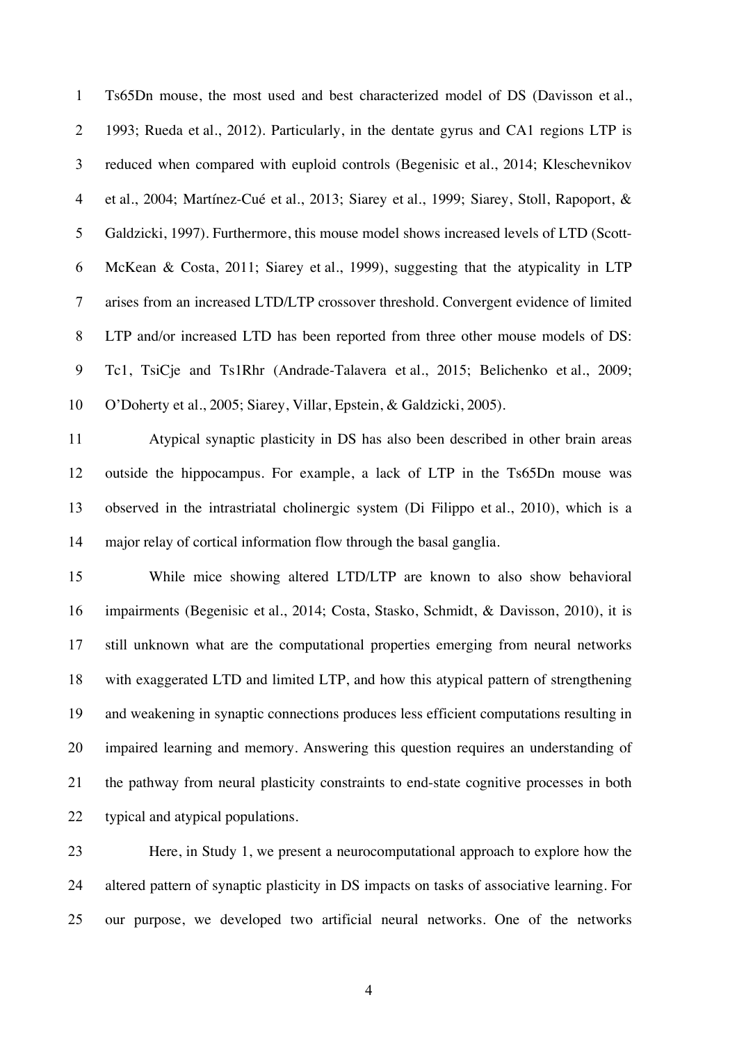Ts65Dn mouse, the most used and best characterized model of DS (Davisson et al., 1993; Rueda et al., 2012). Particularly, in the dentate gyrus and CA1 regions LTP is reduced when compared with euploid controls (Begenisic et al., 2014; Kleschevnikov et al., 2004; Martínez-Cué et al., 2013; Siarey et al., 1999; Siarey, Stoll, Rapoport, & Galdzicki, 1997). Furthermore, this mouse model shows increased levels of LTD (Scott-McKean & Costa, 2011; Siarey et al., 1999), suggesting that the atypicality in LTP arises from an increased LTD/LTP crossover threshold. Convergent evidence of limited LTP and/or increased LTD has been reported from three other mouse models of DS: Tc1, TsiCje and Ts1Rhr (Andrade-Talavera et al., 2015; Belichenko et al., 2009; O'Doherty et al., 2005; Siarey, Villar, Epstein, & Galdzicki, 2005).

Atypical synaptic plasticity in DS has also been described in other brain areas outside the hippocampus. For example, a lack of LTP in the Ts65Dn mouse was observed in the intrastriatal cholinergic system (Di Filippo et al., 2010), which is a major relay of cortical information flow through the basal ganglia.

While mice showing altered LTD/LTP are known to also show behavioral impairments (Begenisic et al., 2014; Costa, Stasko, Schmidt, & Davisson, 2010), it is still unknown what are the computational properties emerging from neural networks with exaggerated LTD and limited LTP, and how this atypical pattern of strengthening and weakening in synaptic connections produces less efficient computations resulting in impaired learning and memory. Answering this question requires an understanding of the pathway from neural plasticity constraints to end-state cognitive processes in both typical and atypical populations.

Here, in Study 1, we present a neurocomputational approach to explore how the altered pattern of synaptic plasticity in DS impacts on tasks of associative learning. For our purpose, we developed two artificial neural networks. One of the networks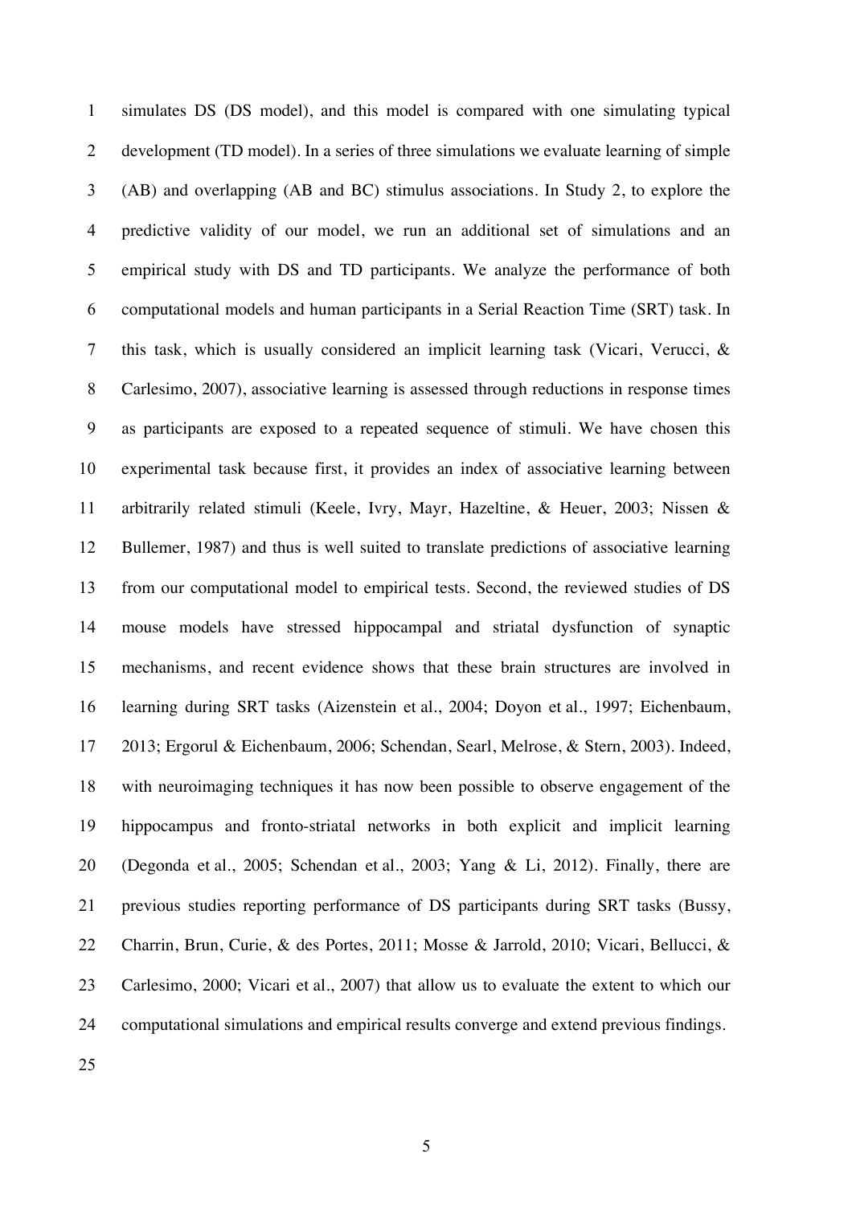simulates DS (DS model), and this model is compared with one simulating typical development (TD model). In a series of three simulations we evaluate learning of simple (AB) and overlapping (AB and BC) stimulus associations. In Study 2, to explore the predictive validity of our model, we run an additional set of simulations and an empirical study with DS and TD participants. We analyze the performance of both computational models and human participants in a Serial Reaction Time (SRT) task. In this task, which is usually considered an implicit learning task (Vicari, Verucci, & Carlesimo, 2007), associative learning is assessed through reductions in response times as participants are exposed to a repeated sequence of stimuli. We have chosen this experimental task because first, it provides an index of associative learning between arbitrarily related stimuli (Keele, Ivry, Mayr, Hazeltine, & Heuer, 2003; Nissen & Bullemer, 1987) and thus is well suited to translate predictions of associative learning from our computational model to empirical tests. Second, the reviewed studies of DS mouse models have stressed hippocampal and striatal dysfunction of synaptic mechanisms, and recent evidence shows that these brain structures are involved in learning during SRT tasks (Aizenstein et al., 2004; Doyon et al., 1997; Eichenbaum, 2013; Ergorul & Eichenbaum, 2006; Schendan, Searl, Melrose, & Stern, 2003). Indeed, with neuroimaging techniques it has now been possible to observe engagement of the hippocampus and fronto-striatal networks in both explicit and implicit learning (Degonda et al., 2005; Schendan et al., 2003; Yang & Li, 2012). Finally, there are previous studies reporting performance of DS participants during SRT tasks (Bussy, Charrin, Brun, Curie, & des Portes, 2011; Mosse & Jarrold, 2010; Vicari, Bellucci, & Carlesimo, 2000; Vicari et al., 2007) that allow us to evaluate the extent to which our computational simulations and empirical results converge and extend previous findings.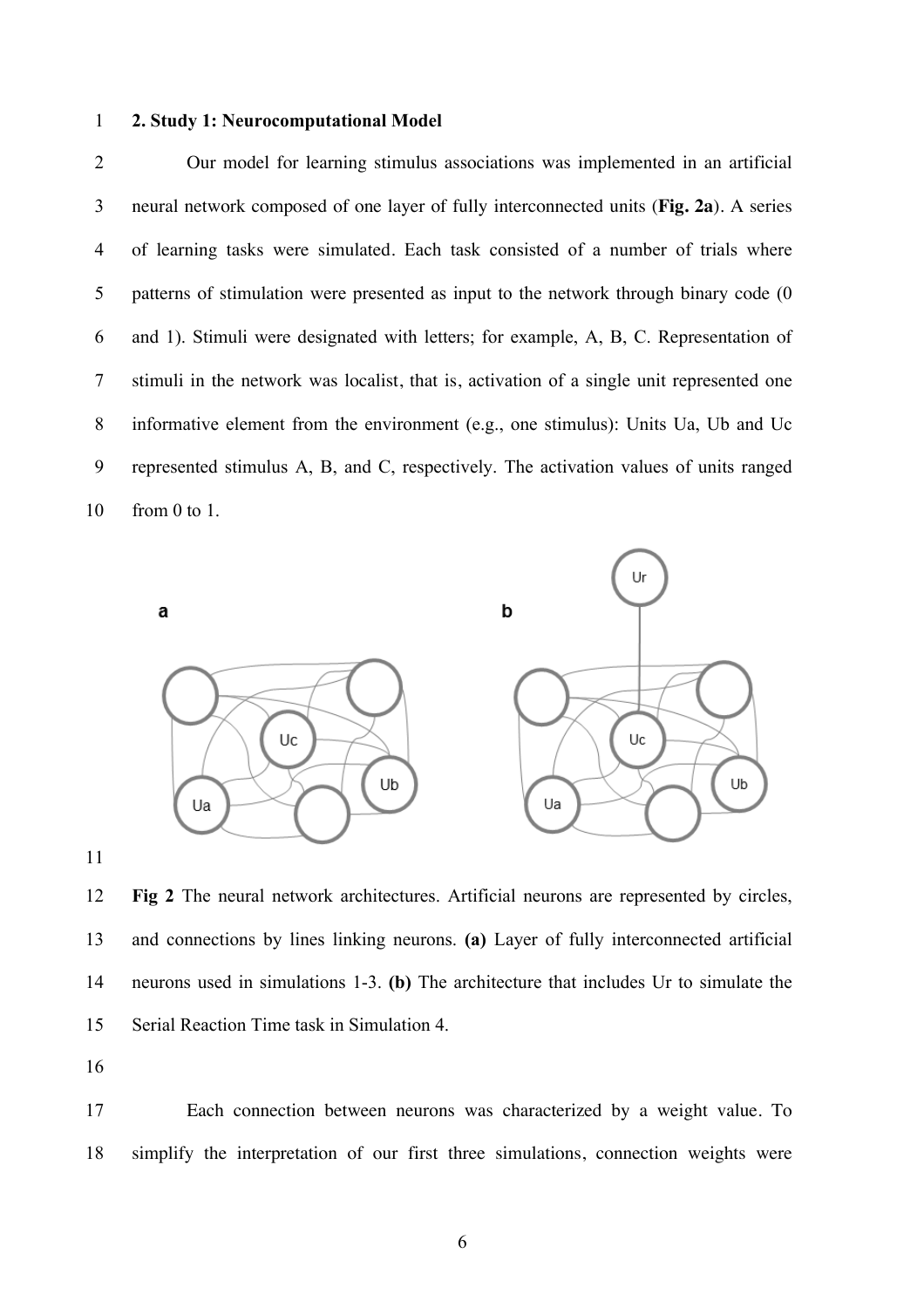**2. Study 1: Neurocomputational Model**

Our model for learning stimulus associations was implemented in an artificial neural network composed of one layer of fully interconnected units (**Fig. 2a**). A series of learning tasks were simulated. Each task consisted of a number of trials where patterns of stimulation were presented as input to the network through binary code (0 and 1). Stimuli were designated with letters; for example, A, B, C. Representation of stimuli in the network was localist, that is, activation of a single unit represented one informative element from the environment (e.g., one stimulus): Units Ua, Ub and Uc represented stimulus A, B, and C, respectively. The activation values of units ranged from 0 to 1.

**Fig 2** The neural network architectures. Artificial neurons are represented by circles, and connections by lines linking neurons. **(a)** Layer of fully interconnected artificial neurons used in simulations 1-3. **(b)** The architecture that includes Ur to simulate the Serial Reaction Time task in Simulation 4.

Each connection between neurons was characterized by a weight value. To simplify the interpretation of our first three simulations, connection weights were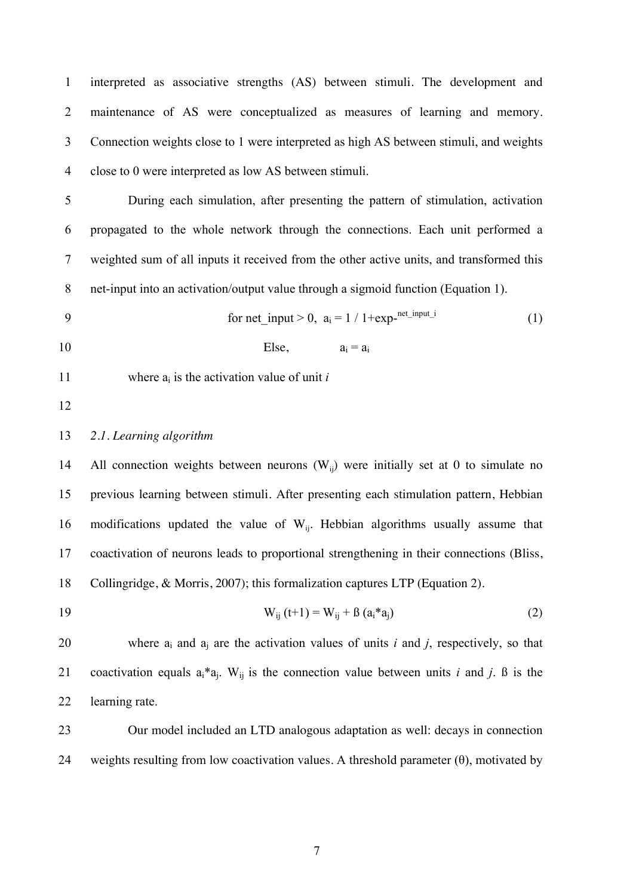interpreted as associative strengths (AS) between stimuli. The development and maintenance of AS were conceptualized as measures of learning and memory. Connection weights close to 1 were interpreted as high AS between stimuli, and weights close to 0 were interpreted as low AS between stimuli.

During each simulation, after presenting the pattern of stimulation, activation propagated to the whole network through the connections. Each unit performed a weighted sum of all inputs it received from the other active units, and transformed this net-input into an activation/output value through a sigmoid function (Equation 1).

$$\text{for net\_input} > 0,\ \ a_i = 1 / 1+\exp^{-\text{net\_input\_i}} \qquad (1)$$

$$\text{Else,} \qquad a_i = a_i$$

where $a_i$ is the activation value of unit *i*

*2.1. Learning algorithm*

All connection weights between neurons ($W_{ij}$) were initially set at 0 to simulate no previous learning between stimuli. After presenting each stimulation pattern, Hebbian modifications updated the value of $W_{ij}$. Hebbian algorithms usually assume that coactivation of neurons leads to proportional strengthening in their connections (Bliss, Collingridge, & Morris, 2007); this formalization captures LTP (Equation 2).

$$W_{ij}\,(t+1) = W_{ij} + \beta\,(a_i * a_j) \qquad (2)$$

where $a_i$ and $a_j$ are the activation values of units *i* and *j*, respectively, so that coactivation equals $a_i * a_j$. $W_{ij}$ is the connection value between units *i* and *j*. ß is the learning rate.

Our model included an LTD analogous adaptation as well: decays in connection weights resulting from low coactivation values. A threshold parameter (θ), motivated by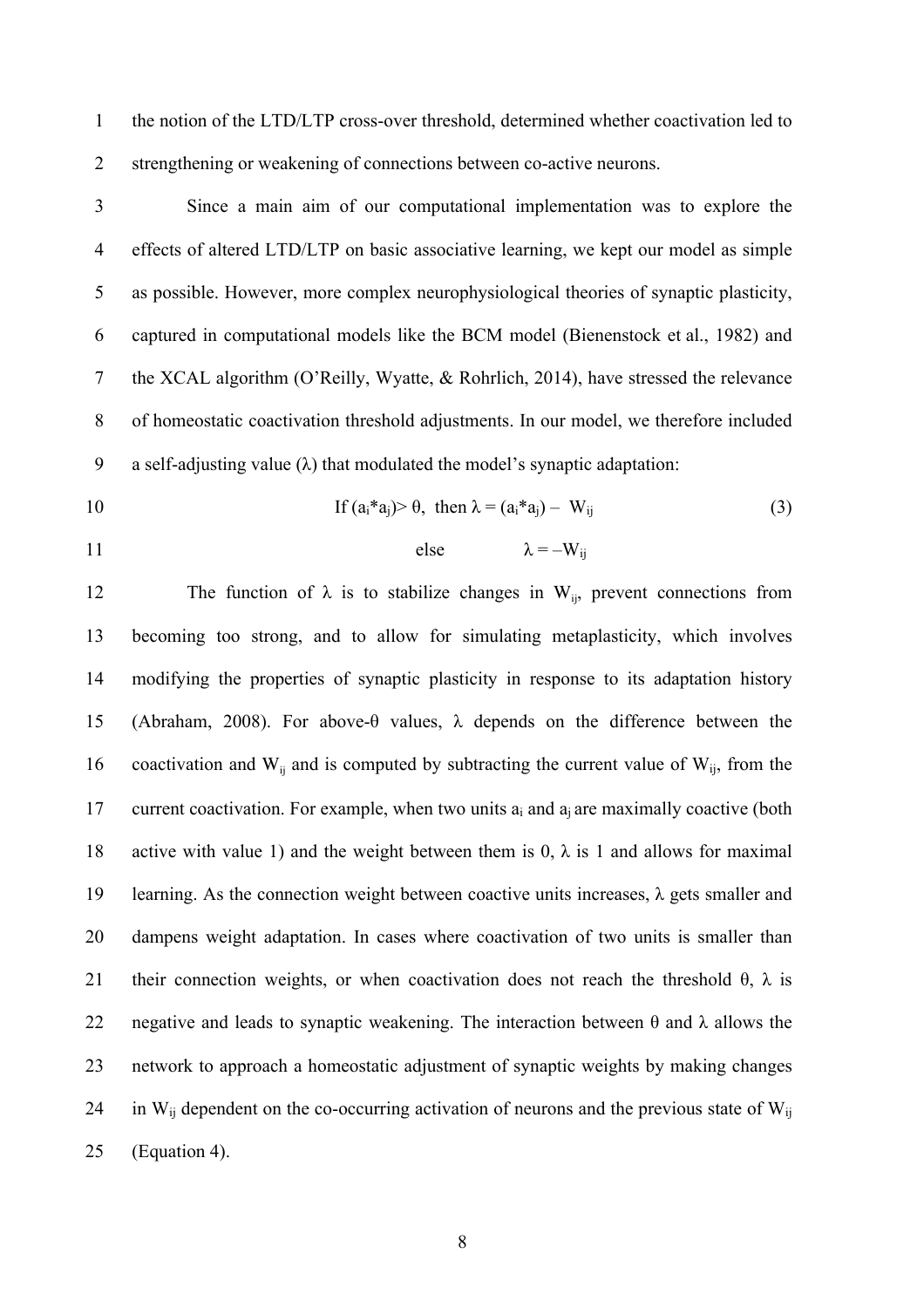the notion of the LTD/LTP cross-over threshold, determined whether coactivation led to strengthening or weakening of connections between co-active neurons.

Since a main aim of our computational implementation was to explore the effects of altered LTD/LTP on basic associative learning, we kept our model as simple as possible. However, more complex neurophysiological theories of synaptic plasticity, captured in computational models like the BCM model (Bienenstock et al., 1982) and the XCAL algorithm (O'Reilly, Wyatte, & Rohrlich, 2014), have stressed the relevance of homeostatic coactivation threshold adjustments. In our model, we therefore included a self-adjusting value ($\lambda$) that modulated the model's synaptic adaptation:

$$\text{If } (a_i * a_j) > \theta, \text{ then } \lambda = (a_i * a_j) - W_{ij} \quad \text{else} \quad \lambda = -W_{ij} \tag{3}$$

The function of $\lambda$ is to stabilize changes in $W_{ij}$, prevent connections from becoming too strong, and to allow for simulating metaplasticity, which involves modifying the properties of synaptic plasticity in response to its adaptation history (Abraham, 2008). For above-$\theta$ values, $\lambda$ depends on the difference between the coactivation and $W_{ij}$ and is computed by subtracting the current value of $W_{ij}$, from the current coactivation. For example, when two units $a_i$ and $a_j$ are maximally coactive (both active with value 1) and the weight between them is 0, $\lambda$ is 1 and allows for maximal learning. As the connection weight between coactive units increases, $\lambda$ gets smaller and dampens weight adaptation. In cases where coactivation of two units is smaller than their connection weights, or when coactivation does not reach the threshold $\theta$, $\lambda$ is negative and leads to synaptic weakening. The interaction between $\theta$ and $\lambda$ allows the network to approach a homeostatic adjustment of synaptic weights by making changes in $W_{ij}$ dependent on the co-occurring activation of neurons and the previous state of $W_{ij}$ (Equation 4).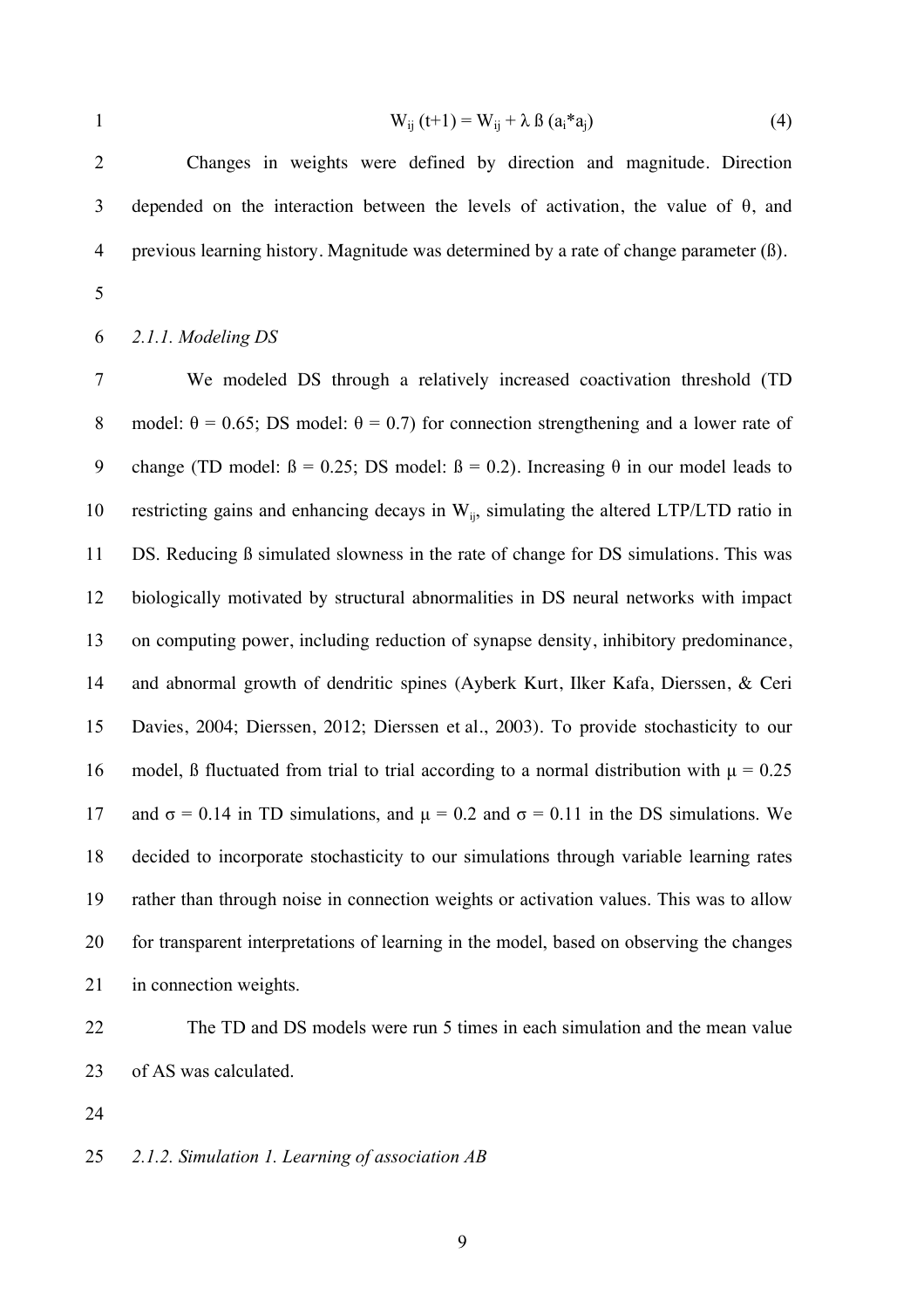$$W_{ij}(t+1) = W_{ij} + \lambda ß (a_i * a_j) \tag{4}$$

Changes in weights were defined by direction and magnitude. Direction depended on the interaction between the levels of activation, the value of θ, and previous learning history. Magnitude was determined by a rate of change parameter (ß).

### *2.1.1. Modeling DS*

We modeled DS through a relatively increased coactivation threshold (TD model: $\theta = 0.65$; DS model: $\theta = 0.7$) for connection strengthening and a lower rate of change (TD model: $ß = 0.25$; DS model: $ß = 0.2$). Increasing θ in our model leads to restricting gains and enhancing decays in $W_{ij}$, simulating the altered LTP/LTD ratio in DS. Reducing ß simulated slowness in the rate of change for DS simulations. This was biologically motivated by structural abnormalities in DS neural networks with impact on computing power, including reduction of synapse density, inhibitory predominance, and abnormal growth of dendritic spines (Ayberk Kurt, Ilker Kafa, Dierssen, & Ceri Davies, 2004; Dierssen, 2012; Dierssen et al., 2003). To provide stochasticity to our model, ß fluctuated from trial to trial according to a normal distribution with $\mu = 0.25$ and $\sigma = 0.14$ in TD simulations, and $\mu = 0.2$ and $\sigma = 0.11$ in the DS simulations. We decided to incorporate stochasticity to our simulations through variable learning rates rather than through noise in connection weights or activation values. This was to allow for transparent interpretations of learning in the model, based on observing the changes in connection weights.

The TD and DS models were run 5 times in each simulation and the mean value of AS was calculated.

### *2.1.2. Simulation 1. Learning of association AB*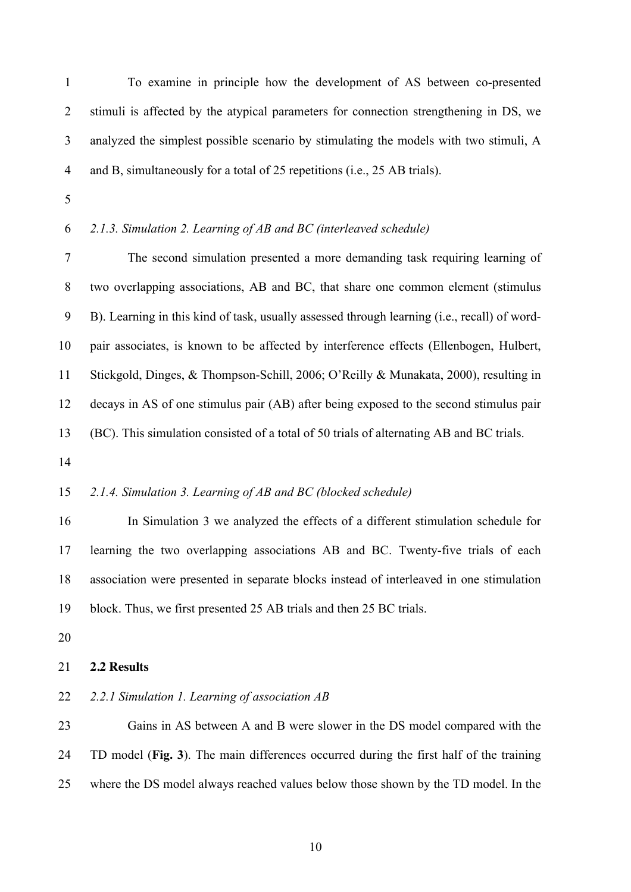To examine in principle how the development of AS between co-presented stimuli is affected by the atypical parameters for connection strengthening in DS, we analyzed the simplest possible scenario by stimulating the models with two stimuli, A and B, simultaneously for a total of 25 repetitions (i.e., 25 AB trials).

#### *2.1.3. Simulation 2. Learning of AB and BC (interleaved schedule)*

The second simulation presented a more demanding task requiring learning of two overlapping associations, AB and BC, that share one common element (stimulus B). Learning in this kind of task, usually assessed through learning (i.e., recall) of word-pair associates, is known to be affected by interference effects (Ellenbogen, Hulbert, Stickgold, Dinges, & Thompson-Schill, 2006; O'Reilly & Munakata, 2000), resulting in decays in AS of one stimulus pair (AB) after being exposed to the second stimulus pair (BC). This simulation consisted of a total of 50 trials of alternating AB and BC trials.

#### *2.1.4. Simulation 3. Learning of AB and BC (blocked schedule)*

In Simulation 3 we analyzed the effects of a different stimulation schedule for learning the two overlapping associations AB and BC. Twenty-five trials of each association were presented in separate blocks instead of interleaved in one stimulation block. Thus, we first presented 25 AB trials and then 25 BC trials.

## **2.2 Results**

#### *2.2.1 Simulation 1. Learning of association AB*

Gains in AS between A and B were slower in the DS model compared with the TD model (**Fig. 3**). The main differences occurred during the first half of the training where the DS model always reached values below those shown by the TD model. In the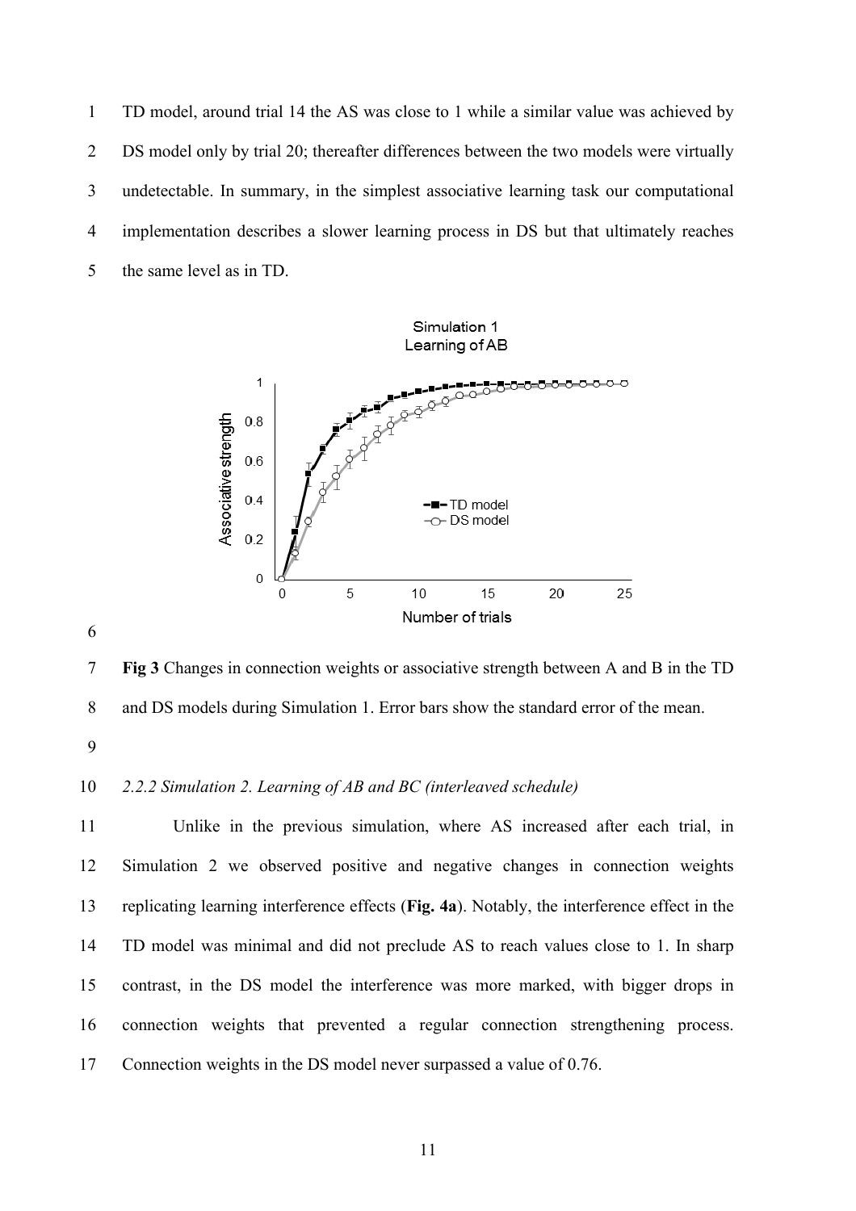TD model, around trial 14 the AS was close to 1 while a similar value was achieved by DS model only by trial 20; thereafter differences between the two models were virtually undetectable. In summary, in the simplest associative learning task our computational implementation describes a slower learning process in DS but that ultimately reaches the same level as in TD.

**Fig 3** Changes in connection weights or associative strength between A and B in the TD and DS models during Simulation 1. Error bars show the standard error of the mean.

### *2.2.2 Simulation 2. Learning of AB and BC (interleaved schedule)*

Unlike in the previous simulation, where AS increased after each trial, in Simulation 2 we observed positive and negative changes in connection weights replicating learning interference effects (**Fig. 4a**). Notably, the interference effect in the TD model was minimal and did not preclude AS to reach values close to 1. In sharp contrast, in the DS model the interference was more marked, with bigger drops in connection weights that prevented a regular connection strengthening process. Connection weights in the DS model never surpassed a value of 0.76.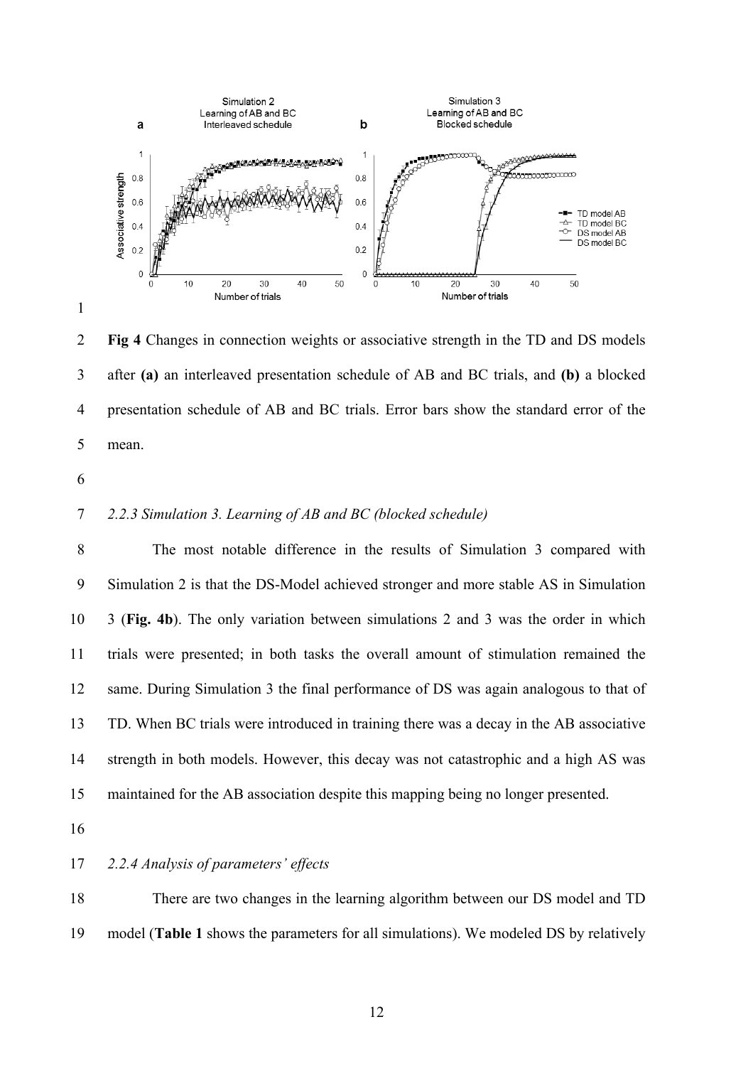**Fig 4** Changes in connection weights or associative strength in the TD and DS models after **(a)** an interleaved presentation schedule of AB and BC trials, and **(b)** a blocked presentation schedule of AB and BC trials. Error bars show the standard error of the mean.

*2.2.3 Simulation 3. Learning of AB and BC (blocked schedule)*

The most notable difference in the results of Simulation 3 compared with Simulation 2 is that the DS-Model achieved stronger and more stable AS in Simulation 3 (**Fig. 4b**). The only variation between simulations 2 and 3 was the order in which trials were presented; in both tasks the overall amount of stimulation remained the same. During Simulation 3 the final performance of DS was again analogous to that of TD. When BC trials were introduced in training there was a decay in the AB associative strength in both models. However, this decay was not catastrophic and a high AS was maintained for the AB association despite this mapping being no longer presented.

*2.2.4 Analysis of parameters' effects*

There are two changes in the learning algorithm between our DS model and TD model (**Table 1** shows the parameters for all simulations). We modeled DS by relatively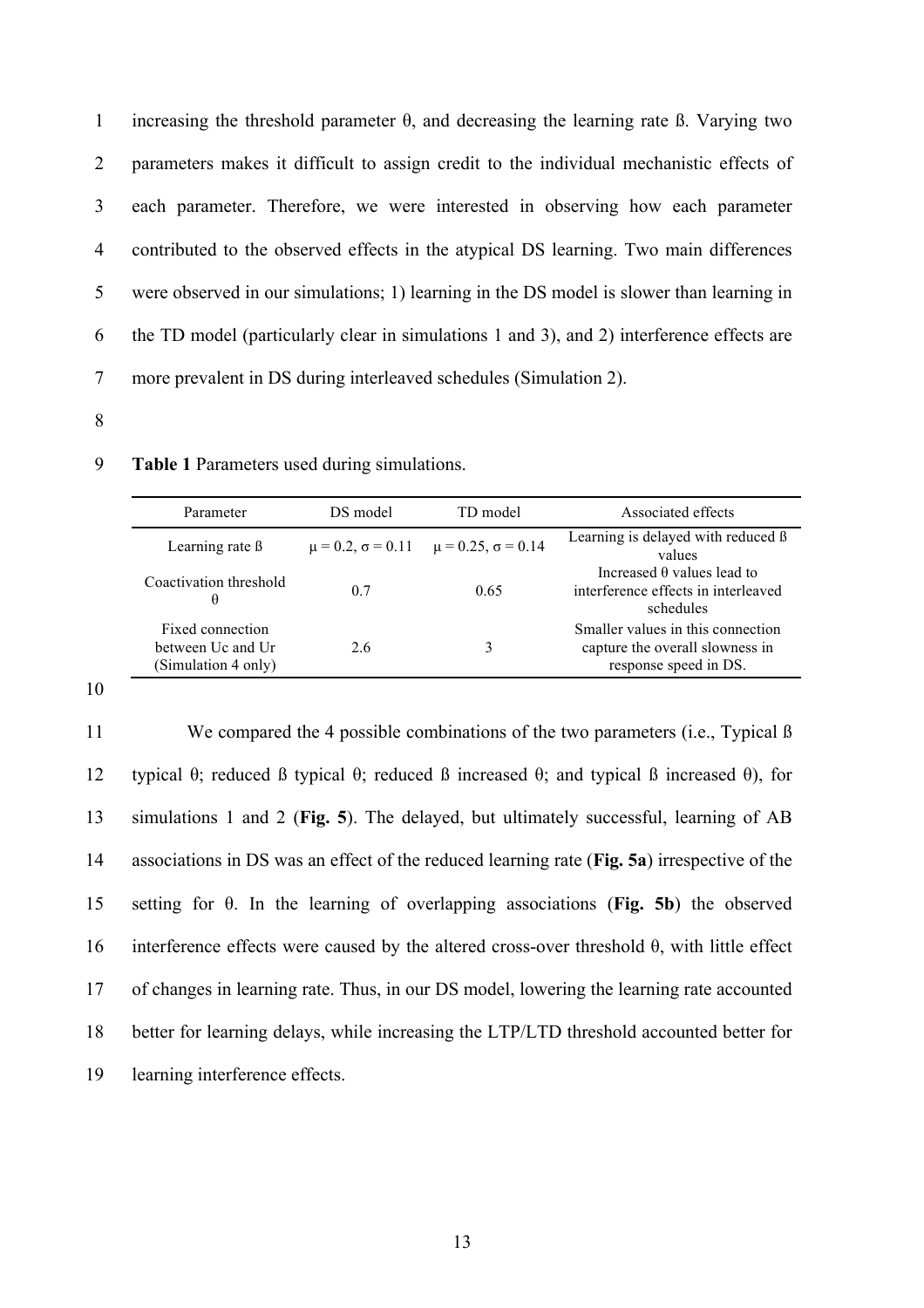increasing the threshold parameter θ, and decreasing the learning rate ß. Varying two parameters makes it difficult to assign credit to the individual mechanistic effects of each parameter. Therefore, we were interested in observing how each parameter contributed to the observed effects in the atypical DS learning. Two main differences were observed in our simulations; 1) learning in the DS model is slower than learning in the TD model (particularly clear in simulations 1 and 3), and 2) interference effects are more prevalent in DS during interleaved schedules (Simulation 2).

**Table 1** Parameters used during simulations.

| Parameter | DS model | TD model | Associated effects |
| --- | --- | --- | --- |
| Learning rate ß | $\mu = 0.2$, $\sigma = 0.11$ | $\mu = 0.25$, $\sigma = 0.14$ | Learning is delayed with reduced ß values |
| Coactivation threshold θ | 0.7 | 0.65 | Increased θ values lead to interference effects in interleaved schedules |
| Fixed connection between Uc and Ur (Simulation 4 only) | 2.6 | 3 | Smaller values in this connection capture the overall slowness in response speed in DS. |

We compared the 4 possible combinations of the two parameters (i.e., Typical ß typical θ; reduced ß typical θ; reduced ß increased θ; and typical ß increased θ), for simulations 1 and 2 (**Fig. 5**). The delayed, but ultimately successful, learning of AB associations in DS was an effect of the reduced learning rate (**Fig. 5a**) irrespective of the setting for θ. In the learning of overlapping associations (**Fig. 5b**) the observed interference effects were caused by the altered cross-over threshold θ, with little effect of changes in learning rate. Thus, in our DS model, lowering the learning rate accounted better for learning delays, while increasing the LTP/LTD threshold accounted better for learning interference effects.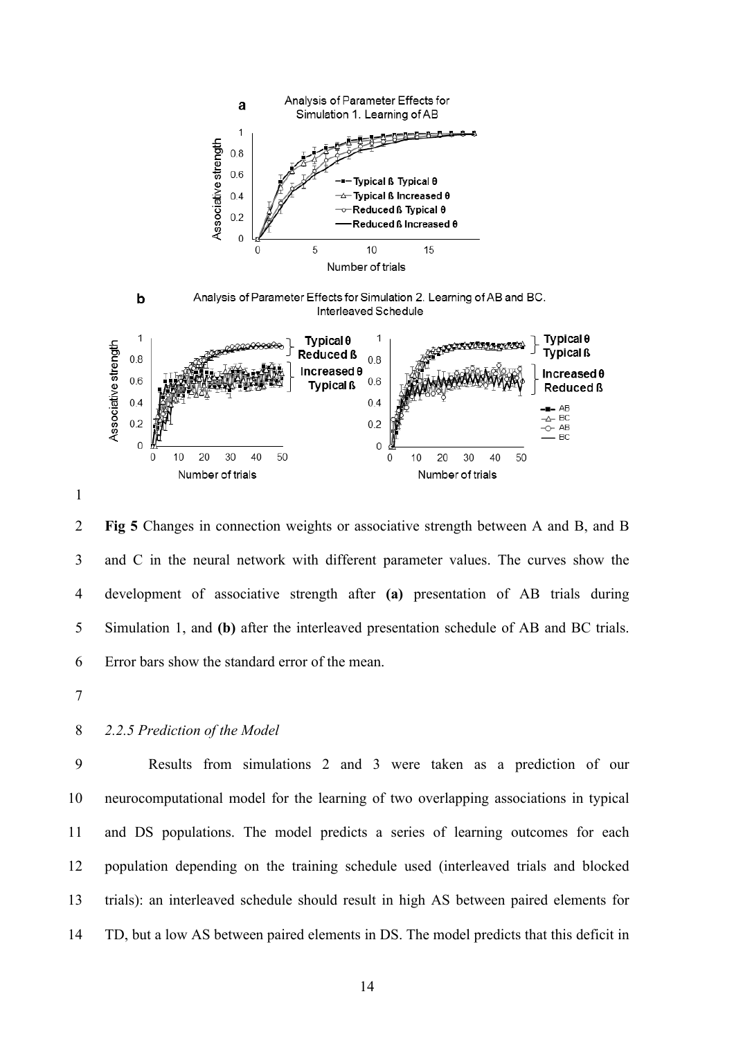**Fig 5** Changes in connection weights or associative strength between A and B, and B and C in the neural network with different parameter values. The curves show the development of associative strength after **(a)** presentation of AB trials during Simulation 1, and **(b)** after the interleaved presentation schedule of AB and BC trials. Error bars show the standard error of the mean.

### *2.2.5 Prediction of the Model*

Results from simulations 2 and 3 were taken as a prediction of our neurocomputational model for the learning of two overlapping associations in typical and DS populations. The model predicts a series of learning outcomes for each population depending on the training schedule used (interleaved trials and blocked trials): an interleaved schedule should result in high AS between paired elements for TD, but a low AS between paired elements in DS. The model predicts that this deficit in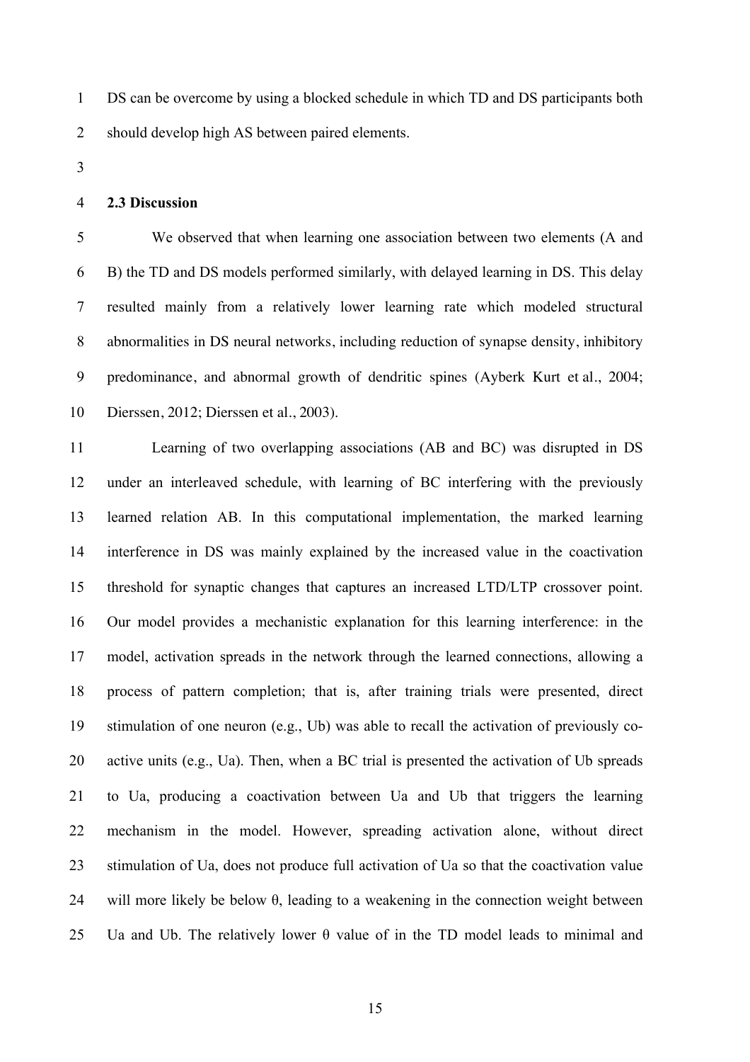DS can be overcome by using a blocked schedule in which TD and DS participants both should develop high AS between paired elements.

### 2.3 Discussion

We observed that when learning one association between two elements (A and B) the TD and DS models performed similarly, with delayed learning in DS. This delay resulted mainly from a relatively lower learning rate which modeled structural abnormalities in DS neural networks, including reduction of synapse density, inhibitory predominance, and abnormal growth of dendritic spines (Ayberk Kurt et al., 2004; Dierssen, 2012; Dierssen et al., 2003).

Learning of two overlapping associations (AB and BC) was disrupted in DS under an interleaved schedule, with learning of BC interfering with the previously learned relation AB. In this computational implementation, the marked learning interference in DS was mainly explained by the increased value in the coactivation threshold for synaptic changes that captures an increased LTD/LTP crossover point. Our model provides a mechanistic explanation for this learning interference: in the model, activation spreads in the network through the learned connections, allowing a process of pattern completion; that is, after training trials were presented, direct stimulation of one neuron (e.g., Ub) was able to recall the activation of previously co-active units (e.g., Ua). Then, when a BC trial is presented the activation of Ub spreads to Ua, producing a coactivation between Ua and Ub that triggers the learning mechanism in the model. However, spreading activation alone, without direct stimulation of Ua, does not produce full activation of Ua so that the coactivation value will more likely be below $\theta$, leading to a weakening in the connection weight between Ua and Ub. The relatively lower $\theta$ value of in the TD model leads to minimal and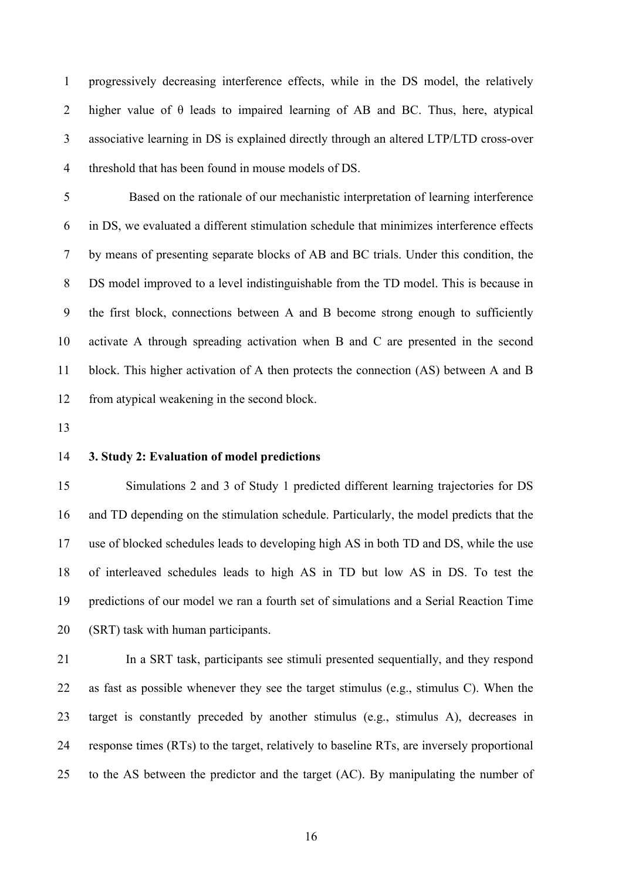progressively decreasing interference effects, while in the DS model, the relatively higher value of $\theta$ leads to impaired learning of AB and BC. Thus, here, atypical associative learning in DS is explained directly through an altered LTP/LTD cross-over threshold that has been found in mouse models of DS.

Based on the rationale of our mechanistic interpretation of learning interference in DS, we evaluated a different stimulation schedule that minimizes interference effects by means of presenting separate blocks of AB and BC trials. Under this condition, the DS model improved to a level indistinguishable from the TD model. This is because in the first block, connections between A and B become strong enough to sufficiently activate A through spreading activation when B and C are presented in the second block. This higher activation of A then protects the connection (AS) between A and B from atypical weakening in the second block.

## 3. Study 2: Evaluation of model predictions

Simulations 2 and 3 of Study 1 predicted different learning trajectories for DS and TD depending on the stimulation schedule. Particularly, the model predicts that the use of blocked schedules leads to developing high AS in both TD and DS, while the use of interleaved schedules leads to high AS in TD but low AS in DS. To test the predictions of our model we ran a fourth set of simulations and a Serial Reaction Time (SRT) task with human participants.

In a SRT task, participants see stimuli presented sequentially, and they respond as fast as possible whenever they see the target stimulus (e.g., stimulus C). When the target is constantly preceded by another stimulus (e.g., stimulus A), decreases in response times (RTs) to the target, relatively to baseline RTs, are inversely proportional to the AS between the predictor and the target (AC). By manipulating the number of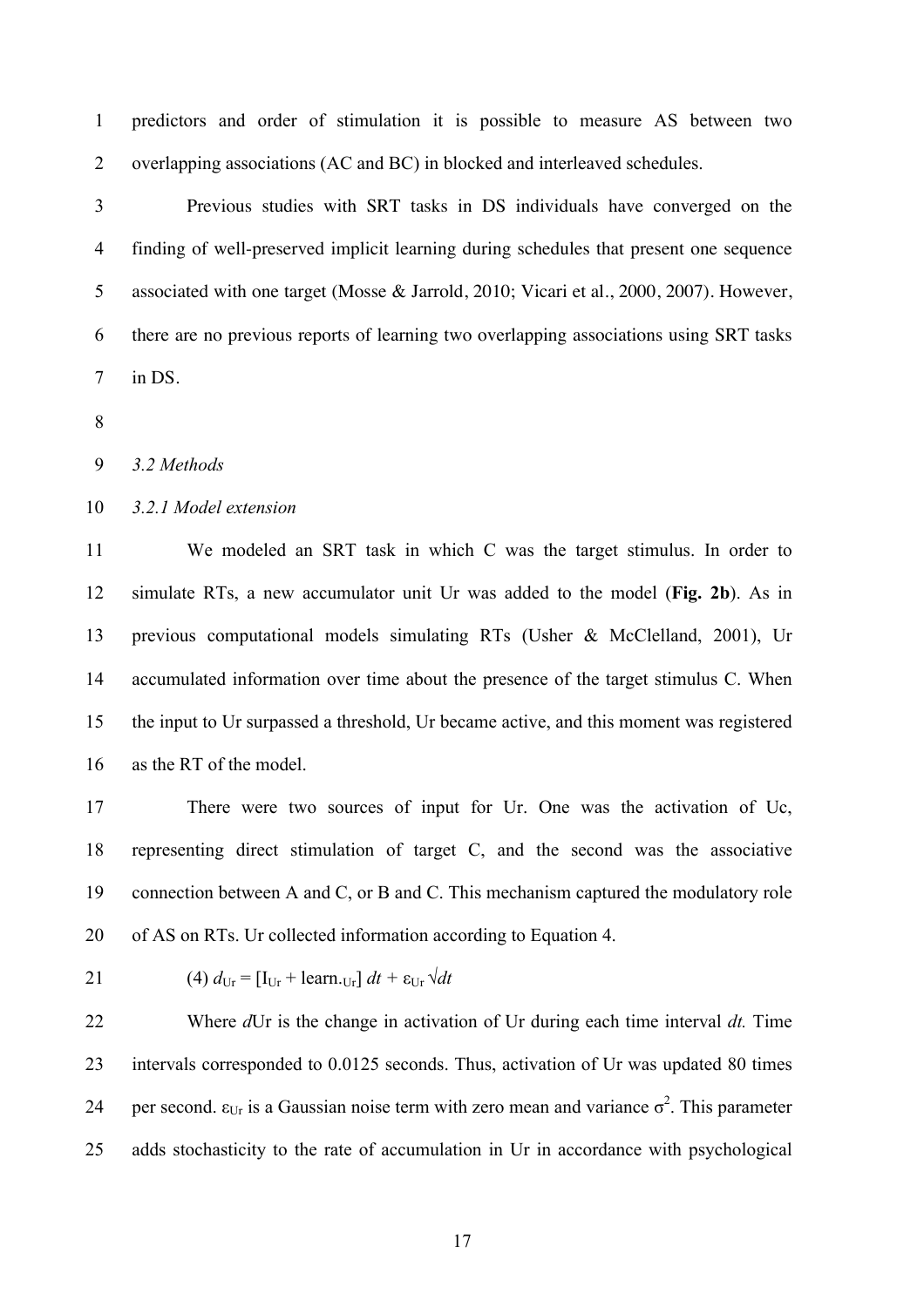predictors and order of stimulation it is possible to measure AS between two overlapping associations (AC and BC) in blocked and interleaved schedules.

Previous studies with SRT tasks in DS individuals have converged on the finding of well-preserved implicit learning during schedules that present one sequence associated with one target (Mosse & Jarrold, 2010; Vicari et al., 2000, 2007). However, there are no previous reports of learning two overlapping associations using SRT tasks in DS.

### *3.2 Methods*

#### *3.2.1 Model extension*

We modeled an SRT task in which C was the target stimulus. In order to simulate RTs, a new accumulator unit Ur was added to the model (**Fig. 2b**). As in previous computational models simulating RTs (Usher & McClelland, 2001), Ur accumulated information over time about the presence of the target stimulus C. When the input to Ur surpassed a threshold, Ur became active, and this moment was registered as the RT of the model.

There were two sources of input for Ur. One was the activation of Uc, representing direct stimulation of target C, and the second was the associative connection between A and C, or B and C. This mechanism captured the modulatory role of AS on RTs. Ur collected information according to Equation 4.

$$(4)\ d_{\mathrm{Ur}} = [\mathrm{I}_{\mathrm{Ur}} + \mathrm{learn.}_{\mathrm{Ur}}]\, dt + \varepsilon_{\mathrm{Ur}} \sqrt{dt}$$

Where *d*Ur is the change in activation of Ur during each time interval *dt.* Time intervals corresponded to 0.0125 seconds. Thus, activation of Ur was updated 80 times per second. $\varepsilon_{\mathrm{Ur}}$ is a Gaussian noise term with zero mean and variance $\sigma^2$. This parameter adds stochasticity to the rate of accumulation in Ur in accordance with psychological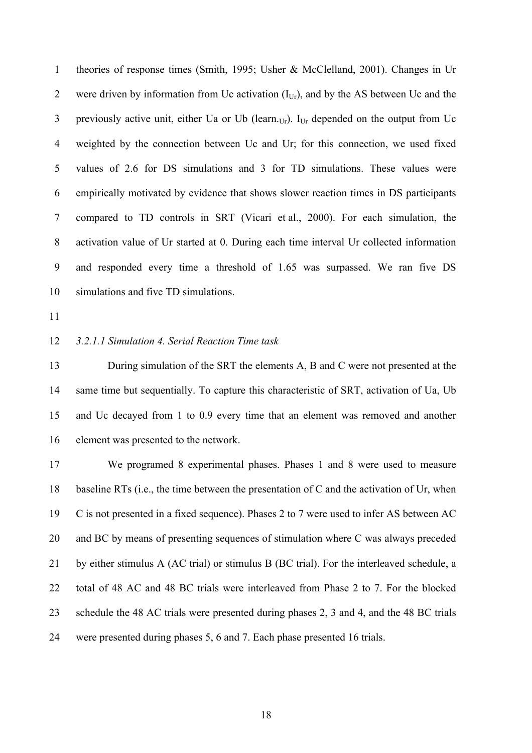theories of response times (Smith, 1995; Usher & McClelland, 2001). Changes in Ur were driven by information from Uc activation ($I_{Ur}$), and by the AS between Uc and the previously active unit, either Ua or Ub ($learn._{Ur}$). $I_{Ur}$ depended on the output from Uc weighted by the connection between Uc and Ur; for this connection, we used fixed values of 2.6 for DS simulations and 3 for TD simulations. These values were empirically motivated by evidence that shows slower reaction times in DS participants compared to TD controls in SRT (Vicari et al., 2000). For each simulation, the activation value of Ur started at 0. During each time interval Ur collected information and responded every time a threshold of 1.65 was surpassed. We ran five DS simulations and five TD simulations.

#### *3.2.1.1 Simulation 4. Serial Reaction Time task*

During simulation of the SRT the elements A, B and C were not presented at the same time but sequentially. To capture this characteristic of SRT, activation of Ua, Ub and Uc decayed from 1 to 0.9 every time that an element was removed and another element was presented to the network.

We programed 8 experimental phases. Phases 1 and 8 were used to measure baseline RTs (i.e., the time between the presentation of C and the activation of Ur, when C is not presented in a fixed sequence). Phases 2 to 7 were used to infer AS between AC and BC by means of presenting sequences of stimulation where C was always preceded by either stimulus A (AC trial) or stimulus B (BC trial). For the interleaved schedule, a total of 48 AC and 48 BC trials were interleaved from Phase 2 to 7. For the blocked schedule the 48 AC trials were presented during phases 2, 3 and 4, and the 48 BC trials were presented during phases 5, 6 and 7. Each phase presented 16 trials.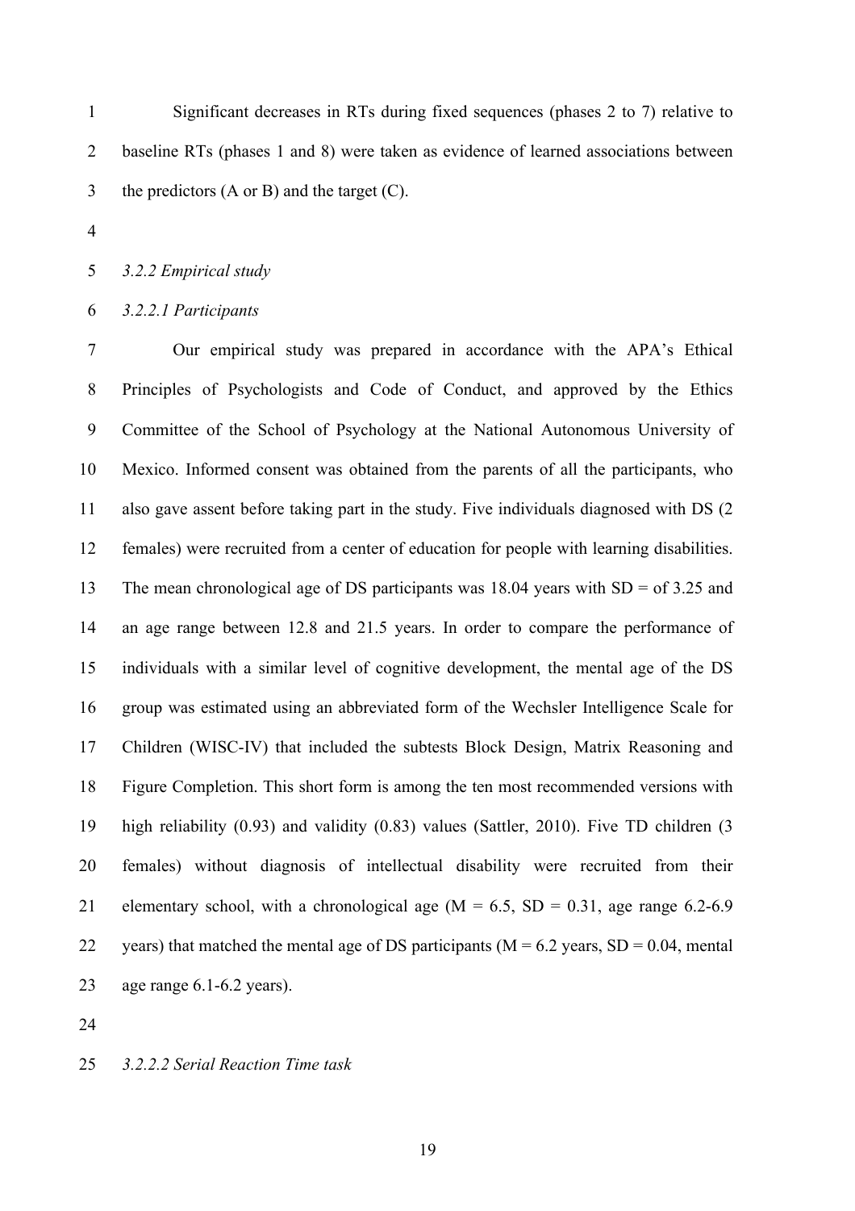Significant decreases in RTs during fixed sequences (phases 2 to 7) relative to baseline RTs (phases 1 and 8) were taken as evidence of learned associations between the predictors (A or B) and the target (C).

### *3.2.2 Empirical study*

#### *3.2.2.1 Participants*

Our empirical study was prepared in accordance with the APA's Ethical Principles of Psychologists and Code of Conduct, and approved by the Ethics Committee of the School of Psychology at the National Autonomous University of Mexico. Informed consent was obtained from the parents of all the participants, who also gave assent before taking part in the study. Five individuals diagnosed with DS (2 females) were recruited from a center of education for people with learning disabilities. The mean chronological age of DS participants was 18.04 years with SD = of 3.25 and an age range between 12.8 and 21.5 years. In order to compare the performance of individuals with a similar level of cognitive development, the mental age of the DS group was estimated using an abbreviated form of the Wechsler Intelligence Scale for Children (WISC-IV) that included the subtests Block Design, Matrix Reasoning and Figure Completion. This short form is among the ten most recommended versions with high reliability (0.93) and validity (0.83) values (Sattler, 2010). Five TD children (3 females) without diagnosis of intellectual disability were recruited from their elementary school, with a chronological age (M = 6.5, SD = 0.31, age range 6.2-6.9 years) that matched the mental age of DS participants (M = 6.2 years, SD = 0.04, mental age range 6.1-6.2 years).

#### *3.2.2.2 Serial Reaction Time task*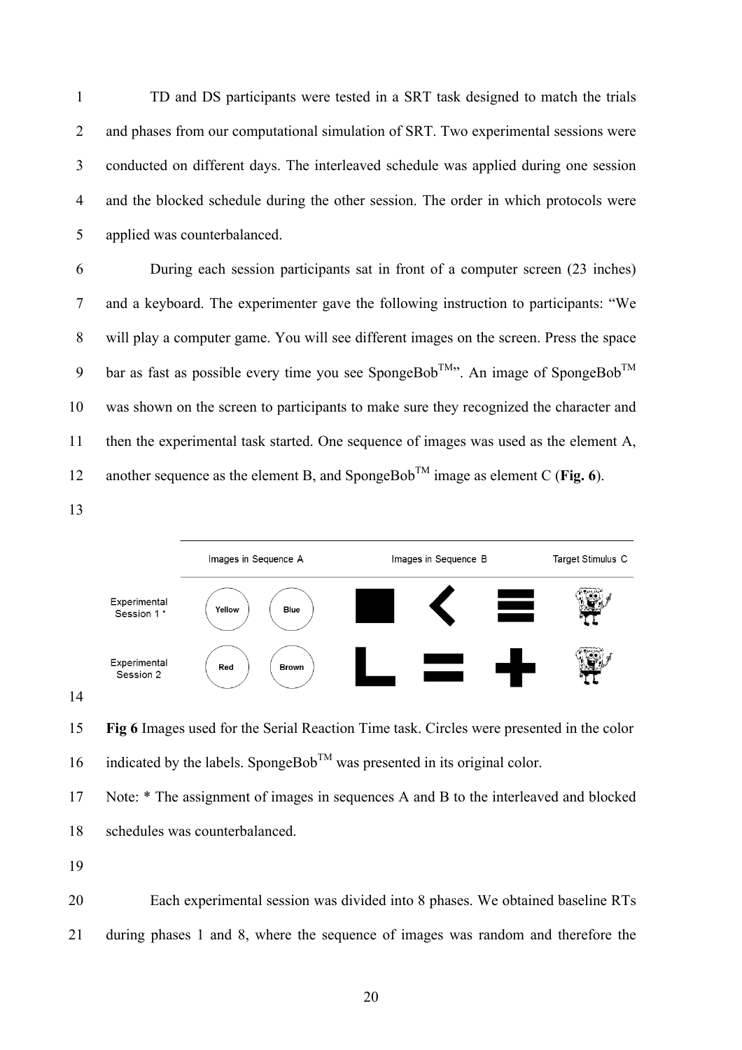TD and DS participants were tested in a SRT task designed to match the trials and phases from our computational simulation of SRT. Two experimental sessions were conducted on different days. The interleaved schedule was applied during one session and the blocked schedule during the other session. The order in which protocols were applied was counterbalanced.

During each session participants sat in front of a computer screen (23 inches) and a keyboard. The experimenter gave the following instruction to participants: "We will play a computer game. You will see different images on the screen. Press the space bar as fast as possible every time you see SpongeBob™". An image of SpongeBob™ was shown on the screen to participants to make sure they recognized the character and then the experimental task started. One sequence of images was used as the element A, another sequence as the element B, and SpongeBob™ image as element C (**Fig. 6**).

| | Images in Sequence A | | Images in Sequence B | | | Target Stimulus C |
|---|---|---|---|---|---|---|
| Experimental Session 1 * | Yellow | Blue | | | | |
| Experimental Session 2 | Red | Brown | | | | |

**Fig 6** Images used for the Serial Reaction Time task. Circles were presented in the color indicated by the labels. SpongeBob™ was presented in its original color.

Note: * The assignment of images in sequences A and B to the interleaved and blocked schedules was counterbalanced.

Each experimental session was divided into 8 phases. We obtained baseline RTs during phases 1 and 8, where the sequence of images was random and therefore the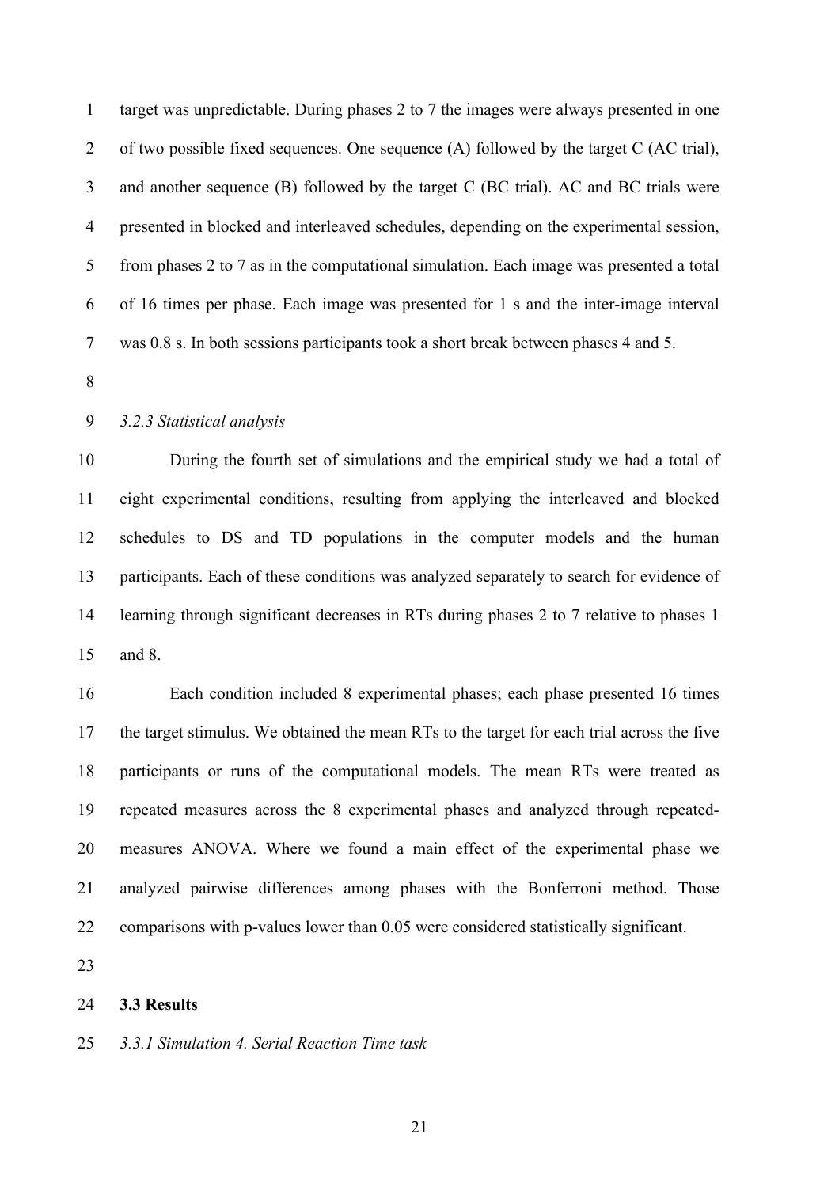target was unpredictable. During phases 2 to 7 the images were always presented in one of two possible fixed sequences. One sequence (A) followed by the target C (AC trial), and another sequence (B) followed by the target C (BC trial). AC and BC trials were presented in blocked and interleaved schedules, depending on the experimental session, from phases 2 to 7 as in the computational simulation. Each image was presented a total of 16 times per phase. Each image was presented for 1 s and the inter-image interval was 0.8 s. In both sessions participants took a short break between phases 4 and 5.

### *3.2.3 Statistical analysis*

During the fourth set of simulations and the empirical study we had a total of eight experimental conditions, resulting from applying the interleaved and blocked schedules to DS and TD populations in the computer models and the human participants. Each of these conditions was analyzed separately to search for evidence of learning through significant decreases in RTs during phases 2 to 7 relative to phases 1 and 8.

Each condition included 8 experimental phases; each phase presented 16 times the target stimulus. We obtained the mean RTs to the target for each trial across the five participants or runs of the computational models. The mean RTs were treated as repeated measures across the 8 experimental phases and analyzed through repeated-measures ANOVA. Where we found a main effect of the experimental phase we analyzed pairwise differences among phases with the Bonferroni method. Those comparisons with p-values lower than 0.05 were considered statistically significant.

## **3.3 Results**

### *3.3.1 Simulation 4. Serial Reaction Time task*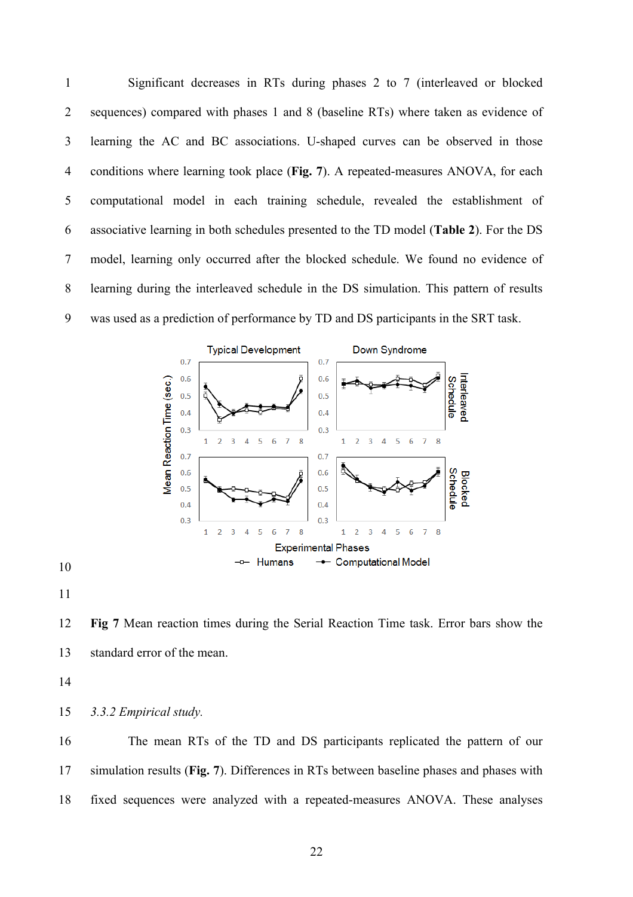Significant decreases in RTs during phases 2 to 7 (interleaved or blocked sequences) compared with phases 1 and 8 (baseline RTs) where taken as evidence of learning the AC and BC associations. U-shaped curves can be observed in those conditions where learning took place (**Fig. 7**). A repeated-measures ANOVA, for each computational model in each training schedule, revealed the establishment of associative learning in both schedules presented to the TD model (**Table 2**). For the DS model, learning only occurred after the blocked schedule. We found no evidence of learning during the interleaved schedule in the DS simulation. This pattern of results was used as a prediction of performance by TD and DS participants in the SRT task.

**Fig 7** Mean reaction times during the Serial Reaction Time task. Error bars show the standard error of the mean.

*3.3.2 Empirical study.*

The mean RTs of the TD and DS participants replicated the pattern of our simulation results (**Fig. 7**). Differences in RTs between baseline phases and phases with fixed sequences were analyzed with a repeated-measures ANOVA. These analyses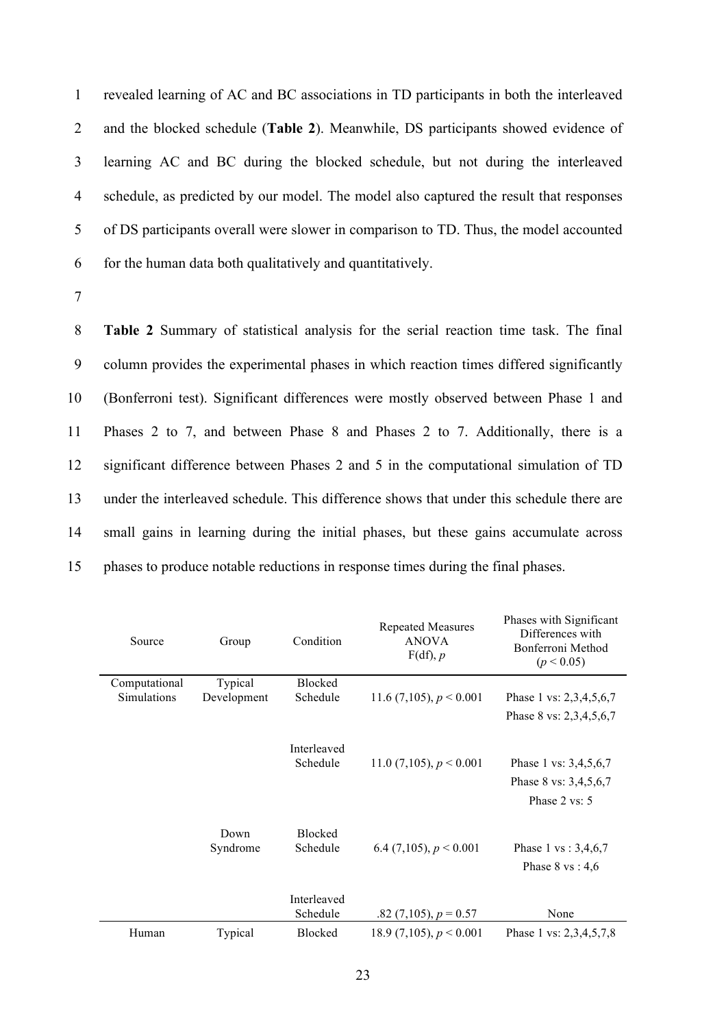revealed learning of AC and BC associations in TD participants in both the interleaved and the blocked schedule (**Table 2**). Meanwhile, DS participants showed evidence of learning AC and BC during the blocked schedule, but not during the interleaved schedule, as predicted by our model. The model also captured the result that responses of DS participants overall were slower in comparison to TD. Thus, the model accounted for the human data both qualitatively and quantitatively.

**Table 2** Summary of statistical analysis for the serial reaction time task. The final column provides the experimental phases in which reaction times differed significantly (Bonferroni test). Significant differences were mostly observed between Phase 1 and Phases 2 to 7, and between Phase 8 and Phases 2 to 7. Additionally, there is a significant difference between Phases 2 and 5 in the computational simulation of TD under the interleaved schedule. This difference shows that under this schedule there are small gains in learning during the initial phases, but these gains accumulate across phases to produce notable reductions in response times during the final phases.

| Source | Group | Condition | Repeated Measures ANOVA F(df), $p$ | Phases with Significant Differences with Bonferroni Method ($p < 0.05$) |
|---|---|---|---|---|
| Computational Simulations | Typical Development | Blocked Schedule | 11.6 (7,105), $p < 0.001$ | Phase 1 vs: 2,3,4,5,6,7<br>Phase 8 vs: 2,3,4,5,6,7 |
| | | Interleaved Schedule | 11.0 (7,105), $p < 0.001$ | Phase 1 vs: 3,4,5,6,7<br>Phase 8 vs: 3,4,5,6,7<br>Phase 2 vs: 5 |
| | Down Syndrome | Blocked Schedule | 6.4 (7,105), $p < 0.001$ | Phase 1 vs : 3,4,6,7<br>Phase 8 vs : 4,6 |
| | | Interleaved Schedule | .82 (7,105), $p = 0.57$ | None |
| Human | Typical | Blocked | 18.9 (7,105), $p < 0.001$ | Phase 1 vs: 2,3,4,5,7,8 |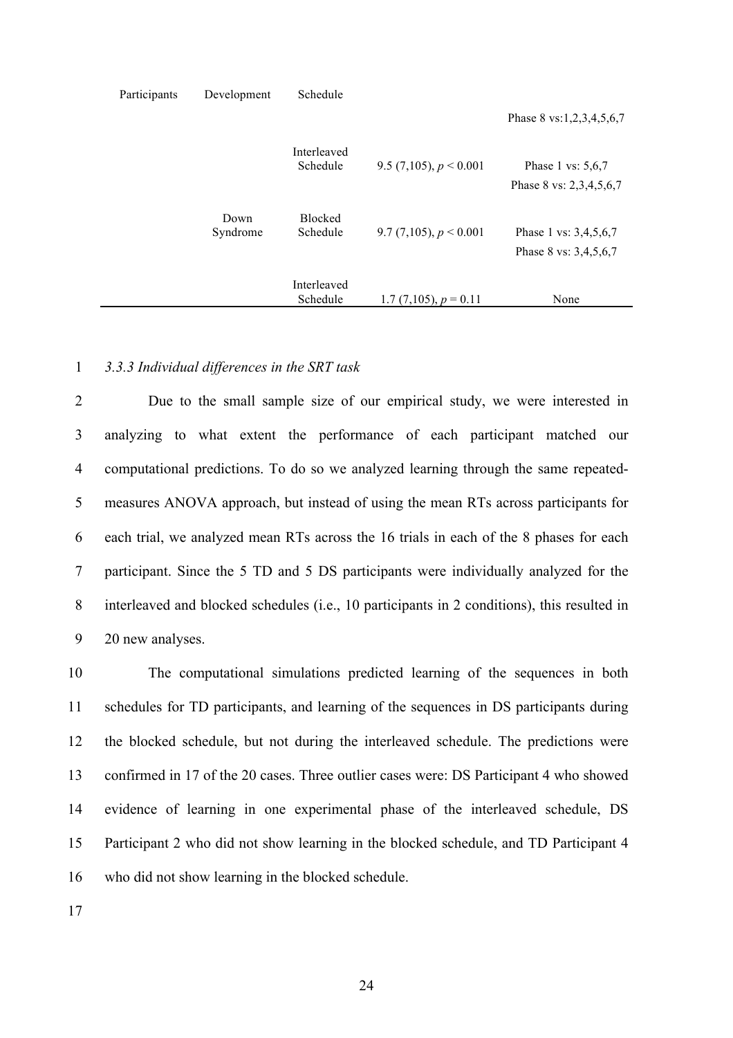| Participants | Development | Schedule | | |
|---|---|---|---|---|
| | | | | Phase 8 vs:1,2,3,4,5,6,7 |
| | | Interleaved Schedule | 9.5 (7,105), $p < 0.001$ | Phase 1 vs: 5,6,7<br>Phase 8 vs: 2,3,4,5,6,7 |
| | Down Syndrome | Blocked Schedule | 9.7 (7,105), $p < 0.001$ | Phase 1 vs: 3,4,5,6,7<br>Phase 8 vs: 3,4,5,6,7 |
| | | Interleaved Schedule | 1.7 (7,105), $p = 0.11$ | None |

*3.3.3 Individual differences in the SRT task*

Due to the small sample size of our empirical study, we were interested in analyzing to what extent the performance of each participant matched our computational predictions. To do so we analyzed learning through the same repeated-measures ANOVA approach, but instead of using the mean RTs across participants for each trial, we analyzed mean RTs across the 16 trials in each of the 8 phases for each participant. Since the 5 TD and 5 DS participants were individually analyzed for the interleaved and blocked schedules (i.e., 10 participants in 2 conditions), this resulted in 20 new analyses.

The computational simulations predicted learning of the sequences in both schedules for TD participants, and learning of the sequences in DS participants during the blocked schedule, but not during the interleaved schedule. The predictions were confirmed in 17 of the 20 cases. Three outlier cases were: DS Participant 4 who showed evidence of learning in one experimental phase of the interleaved schedule, DS Participant 2 who did not show learning in the blocked schedule, and TD Participant 4 who did not show learning in the blocked schedule.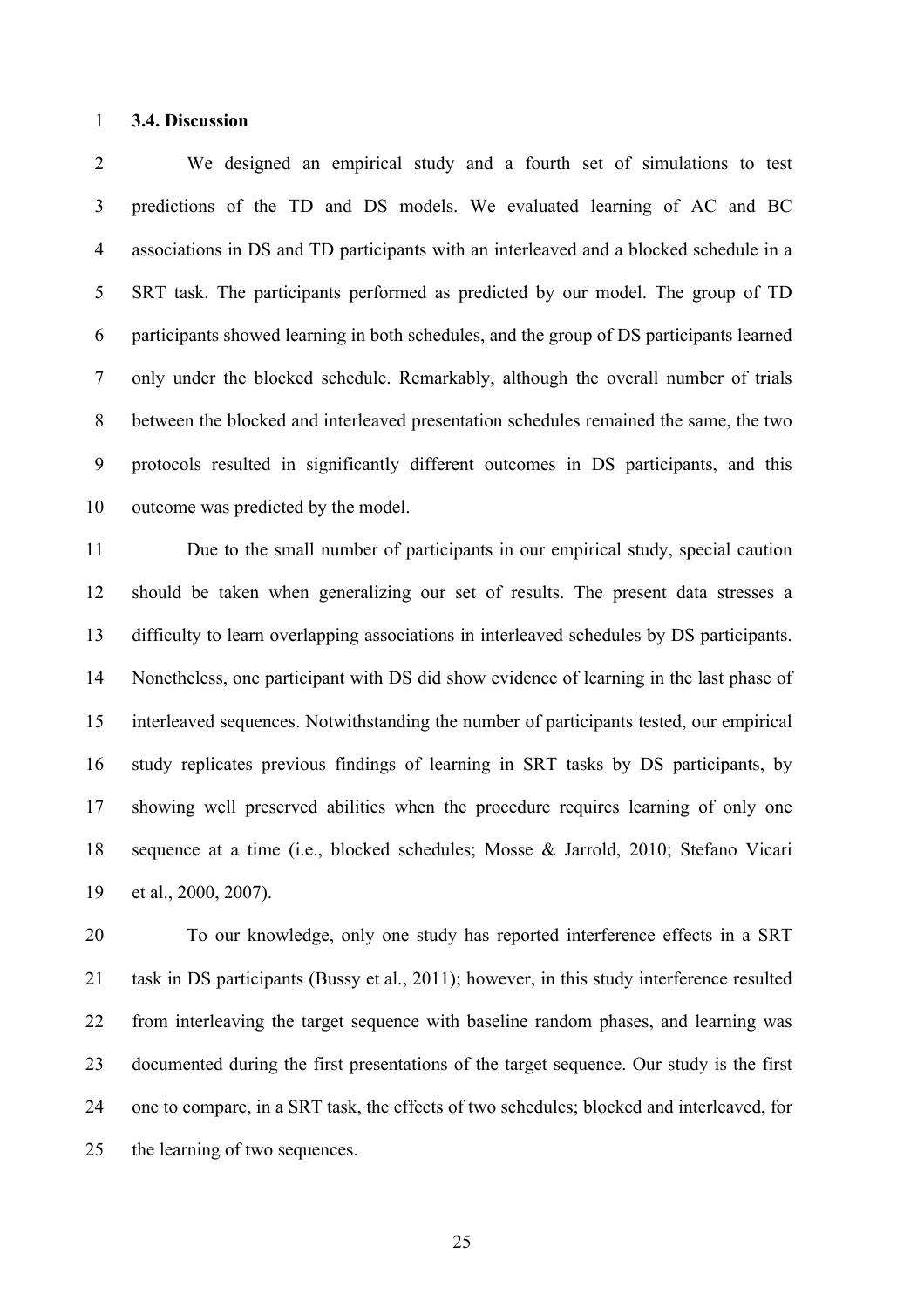### 3.4. Discussion

We designed an empirical study and a fourth set of simulations to test predictions of the TD and DS models. We evaluated learning of AC and BC associations in DS and TD participants with an interleaved and a blocked schedule in a SRT task. The participants performed as predicted by our model. The group of TD participants showed learning in both schedules, and the group of DS participants learned only under the blocked schedule. Remarkably, although the overall number of trials between the blocked and interleaved presentation schedules remained the same, the two protocols resulted in significantly different outcomes in DS participants, and this outcome was predicted by the model.

Due to the small number of participants in our empirical study, special caution should be taken when generalizing our set of results. The present data stresses a difficulty to learn overlapping associations in interleaved schedules by DS participants. Nonetheless, one participant with DS did show evidence of learning in the last phase of interleaved sequences. Notwithstanding the number of participants tested, our empirical study replicates previous findings of learning in SRT tasks by DS participants, by showing well preserved abilities when the procedure requires learning of only one sequence at a time (i.e., blocked schedules; Mosse & Jarrold, 2010; Stefano Vicari et al., 2000, 2007).

To our knowledge, only one study has reported interference effects in a SRT task in DS participants (Bussy et al., 2011); however, in this study interference resulted from interleaving the target sequence with baseline random phases, and learning was documented during the first presentations of the target sequence. Our study is the first one to compare, in a SRT task, the effects of two schedules; blocked and interleaved, for the learning of two sequences.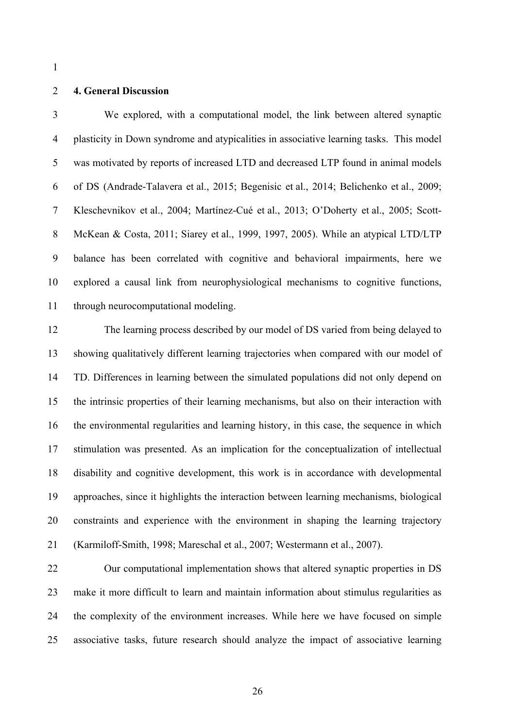## 4. General Discussion

We explored, with a computational model, the link between altered synaptic plasticity in Down syndrome and atypicalities in associative learning tasks. This model was motivated by reports of increased LTD and decreased LTP found in animal models of DS (Andrade-Talavera et al., 2015; Begenisic et al., 2014; Belichenko et al., 2009; Kleschevnikov et al., 2004; Martínez-Cué et al., 2013; O'Doherty et al., 2005; Scott-McKean & Costa, 2011; Siarey et al., 1999, 1997, 2005). While an atypical LTD/LTP balance has been correlated with cognitive and behavioral impairments, here we explored a causal link from neurophysiological mechanisms to cognitive functions, through neurocomputational modeling.

The learning process described by our model of DS varied from being delayed to showing qualitatively different learning trajectories when compared with our model of TD. Differences in learning between the simulated populations did not only depend on the intrinsic properties of their learning mechanisms, but also on their interaction with the environmental regularities and learning history, in this case, the sequence in which stimulation was presented. As an implication for the conceptualization of intellectual disability and cognitive development, this work is in accordance with developmental approaches, since it highlights the interaction between learning mechanisms, biological constraints and experience with the environment in shaping the learning trajectory (Karmiloff-Smith, 1998; Mareschal et al., 2007; Westermann et al., 2007).

Our computational implementation shows that altered synaptic properties in DS make it more difficult to learn and maintain information about stimulus regularities as the complexity of the environment increases. While here we have focused on simple associative tasks, future research should analyze the impact of associative learning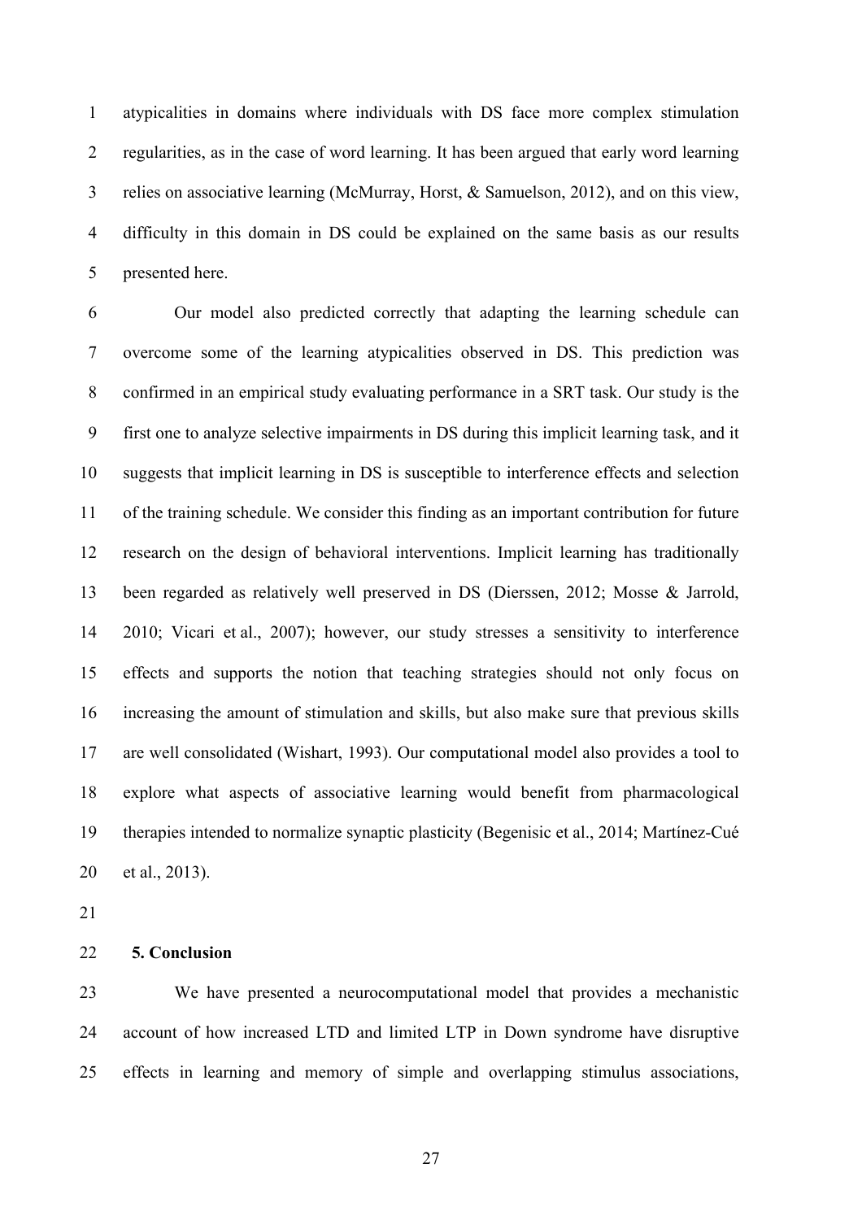atypicalities in domains where individuals with DS face more complex stimulation regularities, as in the case of word learning. It has been argued that early word learning relies on associative learning (McMurray, Horst, & Samuelson, 2012), and on this view, difficulty in this domain in DS could be explained on the same basis as our results presented here.

Our model also predicted correctly that adapting the learning schedule can overcome some of the learning atypicalities observed in DS. This prediction was confirmed in an empirical study evaluating performance in a SRT task. Our study is the first one to analyze selective impairments in DS during this implicit learning task, and it suggests that implicit learning in DS is susceptible to interference effects and selection of the training schedule. We consider this finding as an important contribution for future research on the design of behavioral interventions. Implicit learning has traditionally been regarded as relatively well preserved in DS (Dierssen, 2012; Mosse & Jarrold, 2010; Vicari et al., 2007); however, our study stresses a sensitivity to interference effects and supports the notion that teaching strategies should not only focus on increasing the amount of stimulation and skills, but also make sure that previous skills are well consolidated (Wishart, 1993). Our computational model also provides a tool to explore what aspects of associative learning would benefit from pharmacological therapies intended to normalize synaptic plasticity (Begenisic et al., 2014; Martínez-Cué et al., 2013).

## 5. Conclusion

We have presented a neurocomputational model that provides a mechanistic account of how increased LTD and limited LTP in Down syndrome have disruptive effects in learning and memory of simple and overlapping stimulus associations,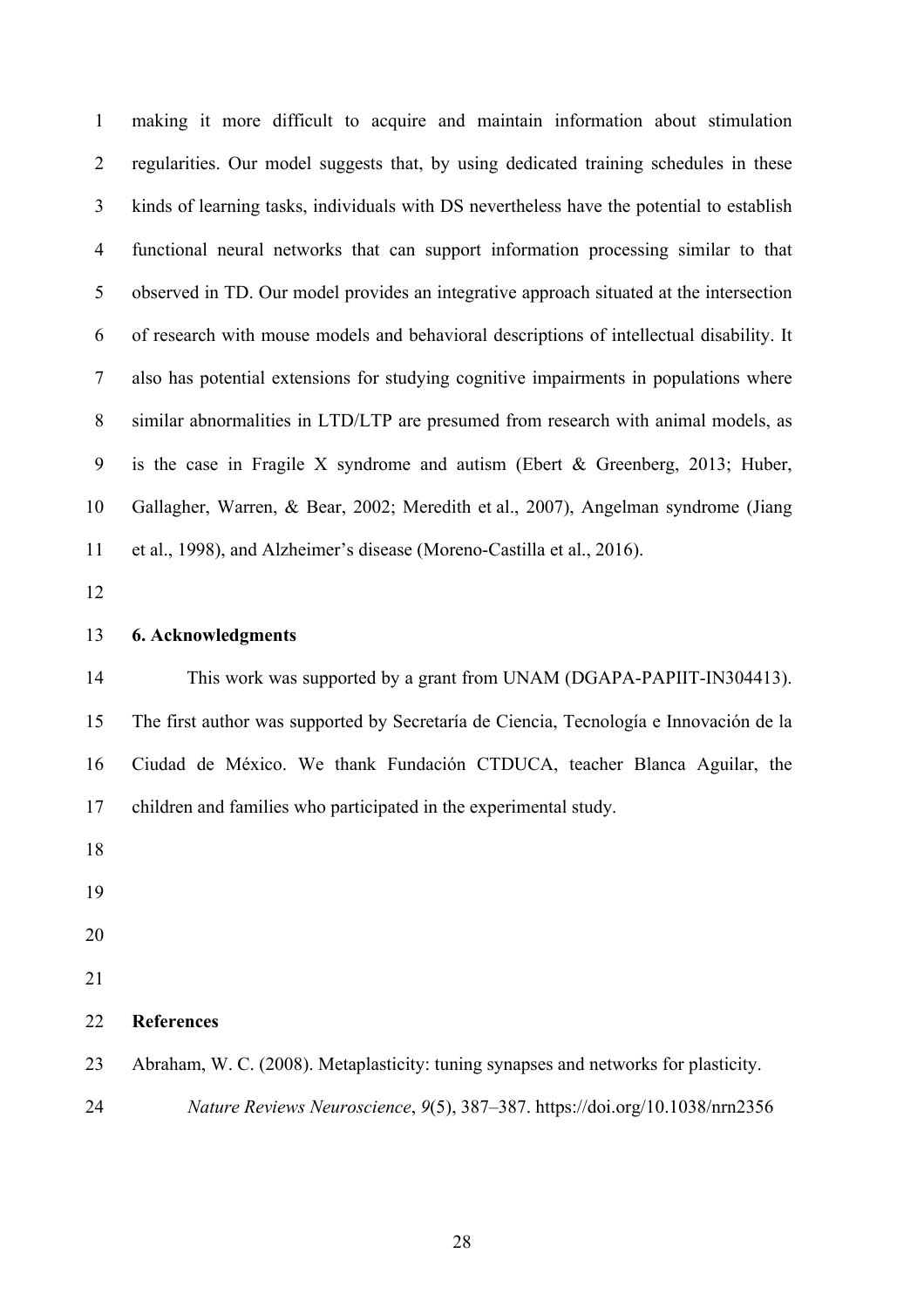making it more difficult to acquire and maintain information about stimulation regularities. Our model suggests that, by using dedicated training schedules in these kinds of learning tasks, individuals with DS nevertheless have the potential to establish functional neural networks that can support information processing similar to that observed in TD. Our model provides an integrative approach situated at the intersection of research with mouse models and behavioral descriptions of intellectual disability. It also has potential extensions for studying cognitive impairments in populations where similar abnormalities in LTD/LTP are presumed from research with animal models, as is the case in Fragile X syndrome and autism (Ebert & Greenberg, 2013; Huber, Gallagher, Warren, & Bear, 2002; Meredith et al., 2007), Angelman syndrome (Jiang et al., 1998), and Alzheimer's disease (Moreno-Castilla et al., 2016).

## 6. Acknowledgments

This work was supported by a grant from UNAM (DGAPA-PAPIIT-IN304413). The first author was supported by Secretaría de Ciencia, Tecnología e Innovación de la Ciudad de México. We thank Fundación CTDUCA, teacher Blanca Aguilar, the children and families who participated in the experimental study.

## References

Abraham, W. C. (2008). Metaplasticity: tuning synapses and networks for plasticity. *Nature Reviews Neuroscience*, *9*(5), 387–387. https://doi.org/10.1038/nrn2356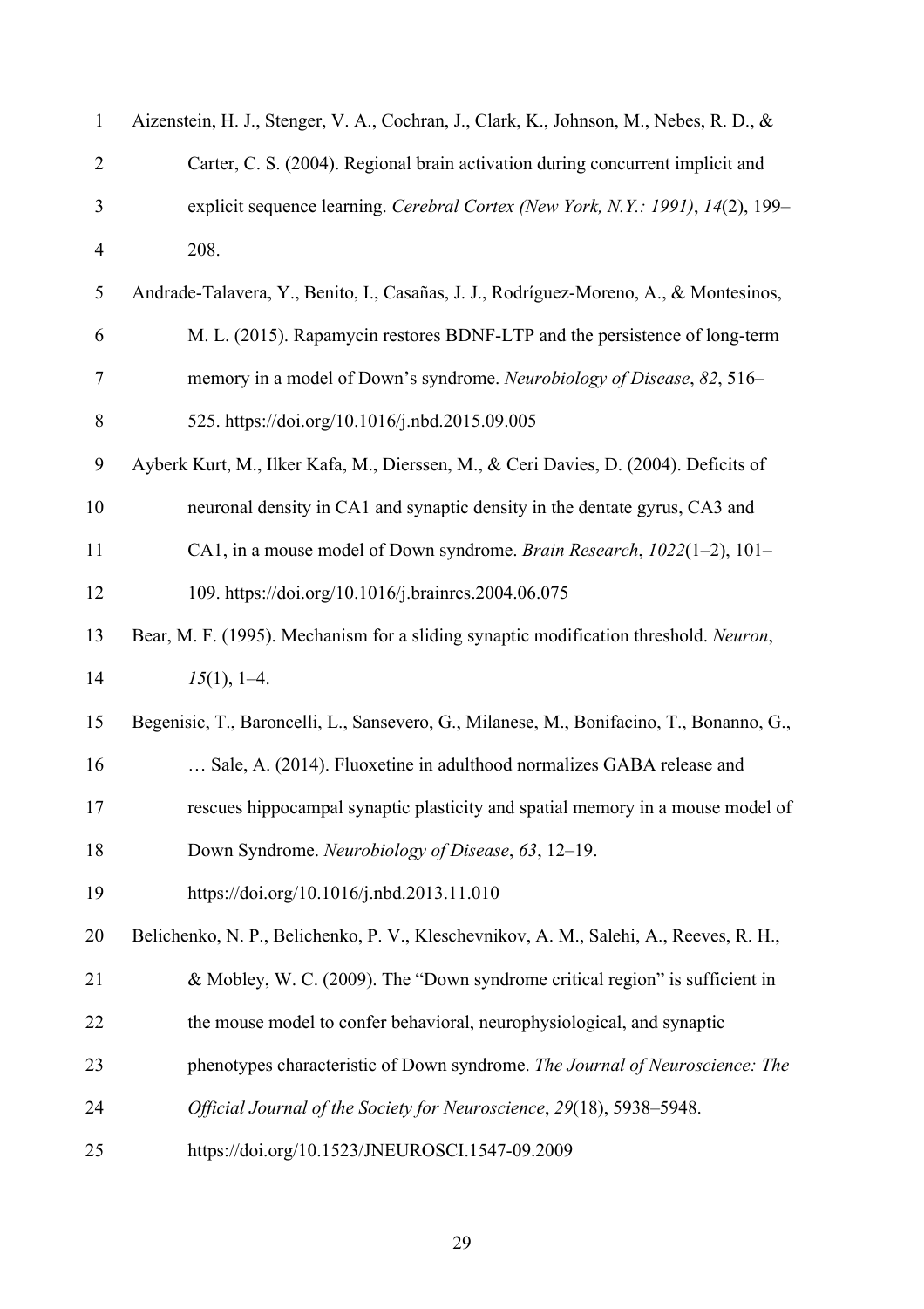Aizenstein, H. J., Stenger, V. A., Cochran, J., Clark, K., Johnson, M., Nebes, R. D., & Carter, C. S. (2004). Regional brain activation during concurrent implicit and explicit sequence learning. *Cerebral Cortex (New York, N.Y.: 1991)*, *14*(2), 199–208.

Andrade-Talavera, Y., Benito, I., Casañas, J. J., Rodríguez-Moreno, A., & Montesinos, M. L. (2015). Rapamycin restores BDNF-LTP and the persistence of long-term memory in a model of Down's syndrome. *Neurobiology of Disease*, *82*, 516–525. https://doi.org/10.1016/j.nbd.2015.09.005

Ayberk Kurt, M., Ilker Kafa, M., Dierssen, M., & Ceri Davies, D. (2004). Deficits of neuronal density in CA1 and synaptic density in the dentate gyrus, CA3 and CA1, in a mouse model of Down syndrome. *Brain Research*, *1022*(1–2), 101–109. https://doi.org/10.1016/j.brainres.2004.06.075

Bear, M. F. (1995). Mechanism for a sliding synaptic modification threshold. *Neuron*, *15*(1), 1–4.

Begenisic, T., Baroncelli, L., Sansevero, G., Milanese, M., Bonifacino, T., Bonanno, G., … Sale, A. (2014). Fluoxetine in adulthood normalizes GABA release and rescues hippocampal synaptic plasticity and spatial memory in a mouse model of Down Syndrome. *Neurobiology of Disease*, *63*, 12–19. https://doi.org/10.1016/j.nbd.2013.11.010

Belichenko, N. P., Belichenko, P. V., Kleschevnikov, A. M., Salehi, A., Reeves, R. H., & Mobley, W. C. (2009). The "Down syndrome critical region" is sufficient in the mouse model to confer behavioral, neurophysiological, and synaptic phenotypes characteristic of Down syndrome. *The Journal of Neuroscience: The Official Journal of the Society for Neuroscience*, *29*(18), 5938–5948. https://doi.org/10.1523/JNEUROSCI.1547-09.2009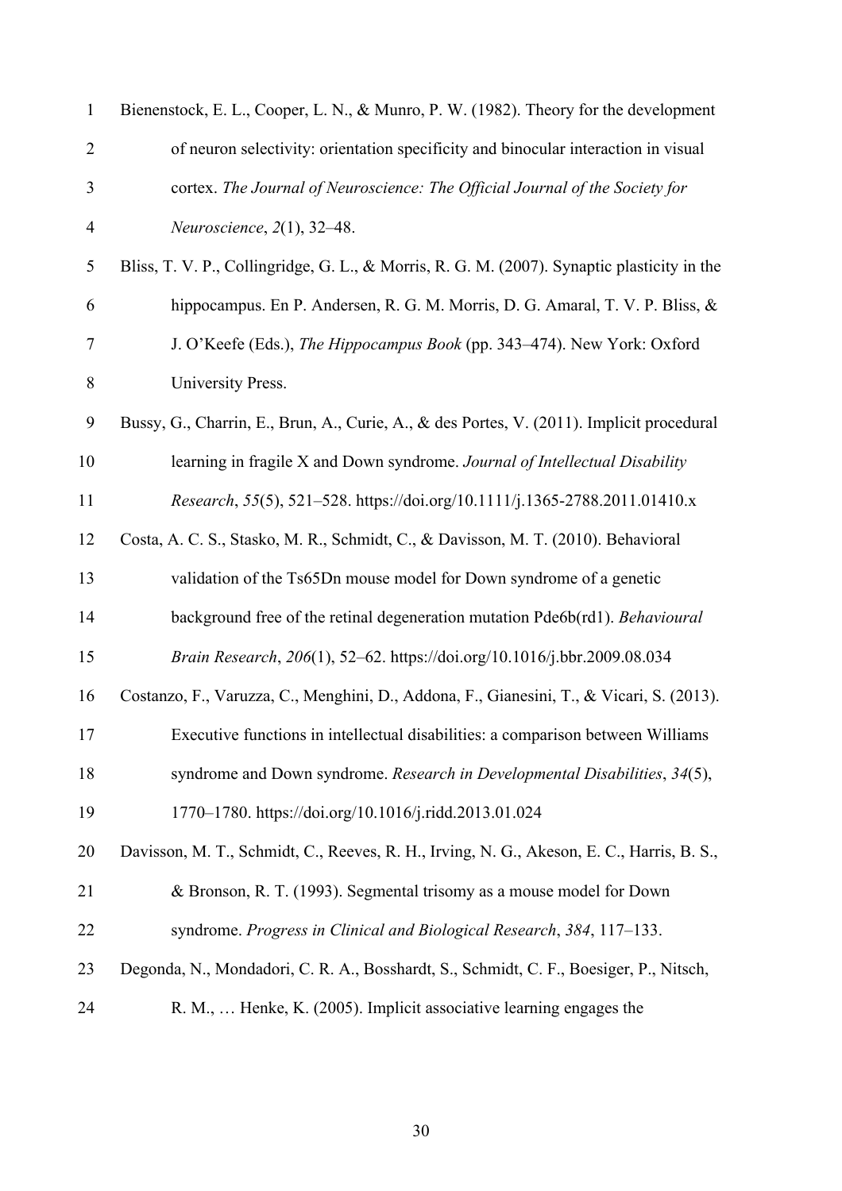Bienenstock, E. L., Cooper, L. N., & Munro, P. W. (1982). Theory for the development of neuron selectivity: orientation specificity and binocular interaction in visual cortex. *The Journal of Neuroscience: The Official Journal of the Society for Neuroscience*, *2*(1), 32–48.

Bliss, T. V. P., Collingridge, G. L., & Morris, R. G. M. (2007). Synaptic plasticity in the hippocampus. En P. Andersen, R. G. M. Morris, D. G. Amaral, T. V. P. Bliss, & J. O'Keefe (Eds.), *The Hippocampus Book* (pp. 343–474). New York: Oxford University Press.

Bussy, G., Charrin, E., Brun, A., Curie, A., & des Portes, V. (2011). Implicit procedural learning in fragile X and Down syndrome. *Journal of Intellectual Disability Research*, *55*(5), 521–528. https://doi.org/10.1111/j.1365-2788.2011.01410.x

Costa, A. C. S., Stasko, M. R., Schmidt, C., & Davisson, M. T. (2010). Behavioral validation of the Ts65Dn mouse model for Down syndrome of a genetic background free of the retinal degeneration mutation Pde6b(rd1). *Behavioural Brain Research*, *206*(1), 52–62. https://doi.org/10.1016/j.bbr.2009.08.034

Costanzo, F., Varuzza, C., Menghini, D., Addona, F., Gianesini, T., & Vicari, S. (2013). Executive functions in intellectual disabilities: a comparison between Williams syndrome and Down syndrome. *Research in Developmental Disabilities*, *34*(5), 1770–1780. https://doi.org/10.1016/j.ridd.2013.01.024

Davisson, M. T., Schmidt, C., Reeves, R. H., Irving, N. G., Akeson, E. C., Harris, B. S., & Bronson, R. T. (1993). Segmental trisomy as a mouse model for Down syndrome. *Progress in Clinical and Biological Research*, *384*, 117–133.

Degonda, N., Mondadori, C. R. A., Bosshardt, S., Schmidt, C. F., Boesiger, P., Nitsch, R. M., … Henke, K. (2005). Implicit associative learning engages the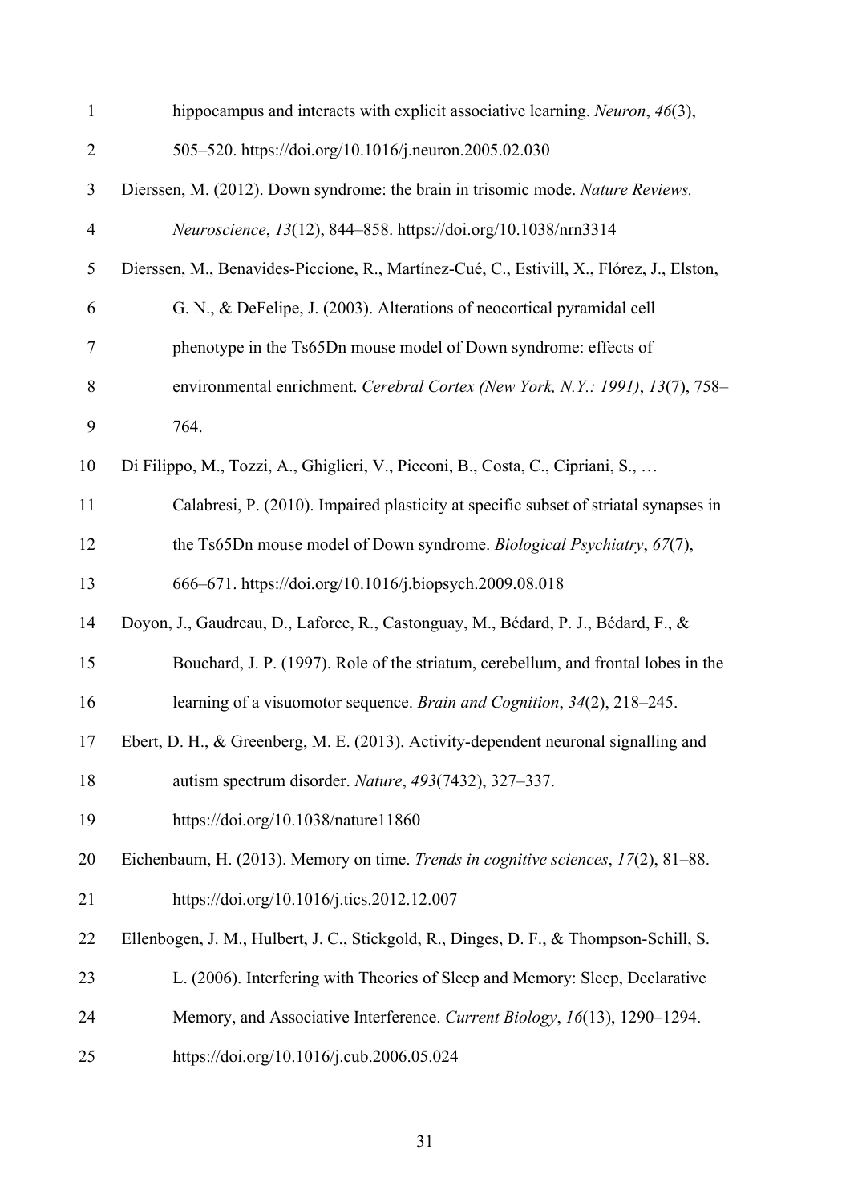hippocampus and interacts with explicit associative learning. *Neuron*, *46*(3), 505–520. https://doi.org/10.1016/j.neuron.2005.02.030

Dierssen, M. (2012). Down syndrome: the brain in trisomic mode. *Nature Reviews. Neuroscience*, *13*(12), 844–858. https://doi.org/10.1038/nrn3314

Dierssen, M., Benavides-Piccione, R., Martínez-Cué, C., Estivill, X., Flórez, J., Elston, G. N., & DeFelipe, J. (2003). Alterations of neocortical pyramidal cell phenotype in the Ts65Dn mouse model of Down syndrome: effects of environmental enrichment. *Cerebral Cortex (New York, N.Y.: 1991)*, *13*(7), 758–764.

Di Filippo, M., Tozzi, A., Ghiglieri, V., Picconi, B., Costa, C., Cipriani, S., … Calabresi, P. (2010). Impaired plasticity at specific subset of striatal synapses in the Ts65Dn mouse model of Down syndrome. *Biological Psychiatry*, *67*(7), 666–671. https://doi.org/10.1016/j.biopsych.2009.08.018

Doyon, J., Gaudreau, D., Laforce, R., Castonguay, M., Bédard, P. J., Bédard, F., & Bouchard, J. P. (1997). Role of the striatum, cerebellum, and frontal lobes in the learning of a visuomotor sequence. *Brain and Cognition*, *34*(2), 218–245.

Ebert, D. H., & Greenberg, M. E. (2013). Activity-dependent neuronal signalling and autism spectrum disorder. *Nature*, *493*(7432), 327–337. https://doi.org/10.1038/nature11860

Eichenbaum, H. (2013). Memory on time. *Trends in cognitive sciences*, *17*(2), 81–88. https://doi.org/10.1016/j.tics.2012.12.007

Ellenbogen, J. M., Hulbert, J. C., Stickgold, R., Dinges, D. F., & Thompson-Schill, S. L. (2006). Interfering with Theories of Sleep and Memory: Sleep, Declarative Memory, and Associative Interference. *Current Biology*, *16*(13), 1290–1294. https://doi.org/10.1016/j.cub.2006.05.024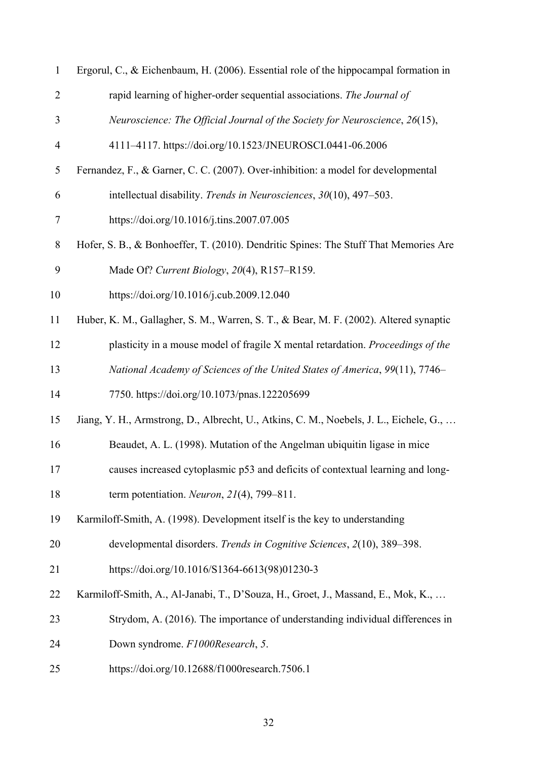Ergorul, C., & Eichenbaum, H. (2006). Essential role of the hippocampal formation in rapid learning of higher-order sequential associations. *The Journal of Neuroscience: The Official Journal of the Society for Neuroscience*, *26*(15), 4111–4117. https://doi.org/10.1523/JNEUROSCI.0441-06.2006

Fernandez, F., & Garner, C. C. (2007). Over-inhibition: a model for developmental intellectual disability. *Trends in Neurosciences*, *30*(10), 497–503. https://doi.org/10.1016/j.tins.2007.07.005

Hofer, S. B., & Bonhoeffer, T. (2010). Dendritic Spines: The Stuff That Memories Are Made Of? *Current Biology*, *20*(4), R157–R159. https://doi.org/10.1016/j.cub.2009.12.040

Huber, K. M., Gallagher, S. M., Warren, S. T., & Bear, M. F. (2002). Altered synaptic plasticity in a mouse model of fragile X mental retardation. *Proceedings of the National Academy of Sciences of the United States of America*, *99*(11), 7746–7750. https://doi.org/10.1073/pnas.122205699

Jiang, Y. H., Armstrong, D., Albrecht, U., Atkins, C. M., Noebels, J. L., Eichele, G., … Beaudet, A. L. (1998). Mutation of the Angelman ubiquitin ligase in mice causes increased cytoplasmic p53 and deficits of contextual learning and long-term potentiation. *Neuron*, *21*(4), 799–811.

Karmiloff-Smith, A. (1998). Development itself is the key to understanding developmental disorders. *Trends in Cognitive Sciences*, *2*(10), 389–398. https://doi.org/10.1016/S1364-6613(98)01230-3

Karmiloff-Smith, A., Al-Janabi, T., D'Souza, H., Groet, J., Massand, E., Mok, K., … Strydom, A. (2016). The importance of understanding individual differences in Down syndrome. *F1000Research*, *5*. https://doi.org/10.12688/f1000research.7506.1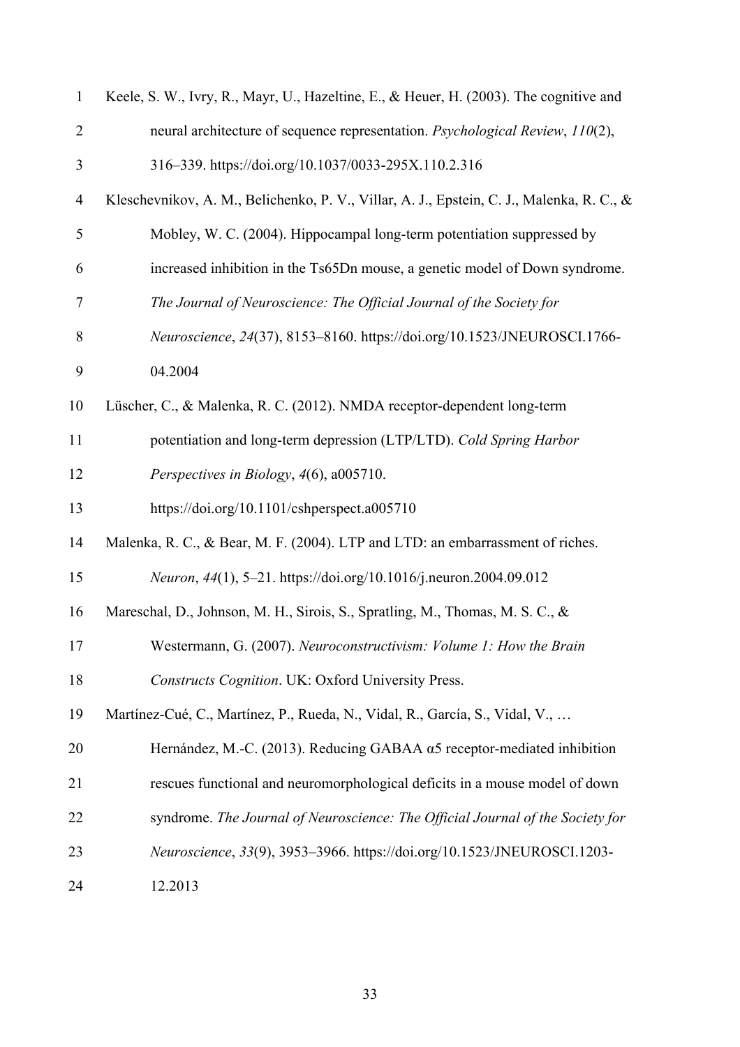Keele, S. W., Ivry, R., Mayr, U., Hazeltine, E., & Heuer, H. (2003). The cognitive and neural architecture of sequence representation. *Psychological Review*, *110*(2), 316–339. https://doi.org/10.1037/0033-295X.110.2.316

Kleschevnikov, A. M., Belichenko, P. V., Villar, A. J., Epstein, C. J., Malenka, R. C., & Mobley, W. C. (2004). Hippocampal long-term potentiation suppressed by increased inhibition in the Ts65Dn mouse, a genetic model of Down syndrome. *The Journal of Neuroscience: The Official Journal of the Society for Neuroscience*, *24*(37), 8153–8160. https://doi.org/10.1523/JNEUROSCI.1766-04.2004

Lüscher, C., & Malenka, R. C. (2012). NMDA receptor-dependent long-term potentiation and long-term depression (LTP/LTD). *Cold Spring Harbor Perspectives in Biology*, *4*(6), a005710. https://doi.org/10.1101/cshperspect.a005710

Malenka, R. C., & Bear, M. F. (2004). LTP and LTD: an embarrassment of riches. *Neuron*, *44*(1), 5–21. https://doi.org/10.1016/j.neuron.2004.09.012

Mareschal, D., Johnson, M. H., Sirois, S., Spratling, M., Thomas, M. S. C., & Westermann, G. (2007). *Neuroconstructivism: Volume 1: How the Brain Constructs Cognition*. UK: Oxford University Press.

Martínez-Cué, C., Martínez, P., Rueda, N., Vidal, R., García, S., Vidal, V., … Hernández, M.-C. (2013). Reducing GABAA α5 receptor-mediated inhibition rescues functional and neuromorphological deficits in a mouse model of down syndrome. *The Journal of Neuroscience: The Official Journal of the Society for Neuroscience*, *33*(9), 3953–3966. https://doi.org/10.1523/JNEUROSCI.1203-12.2013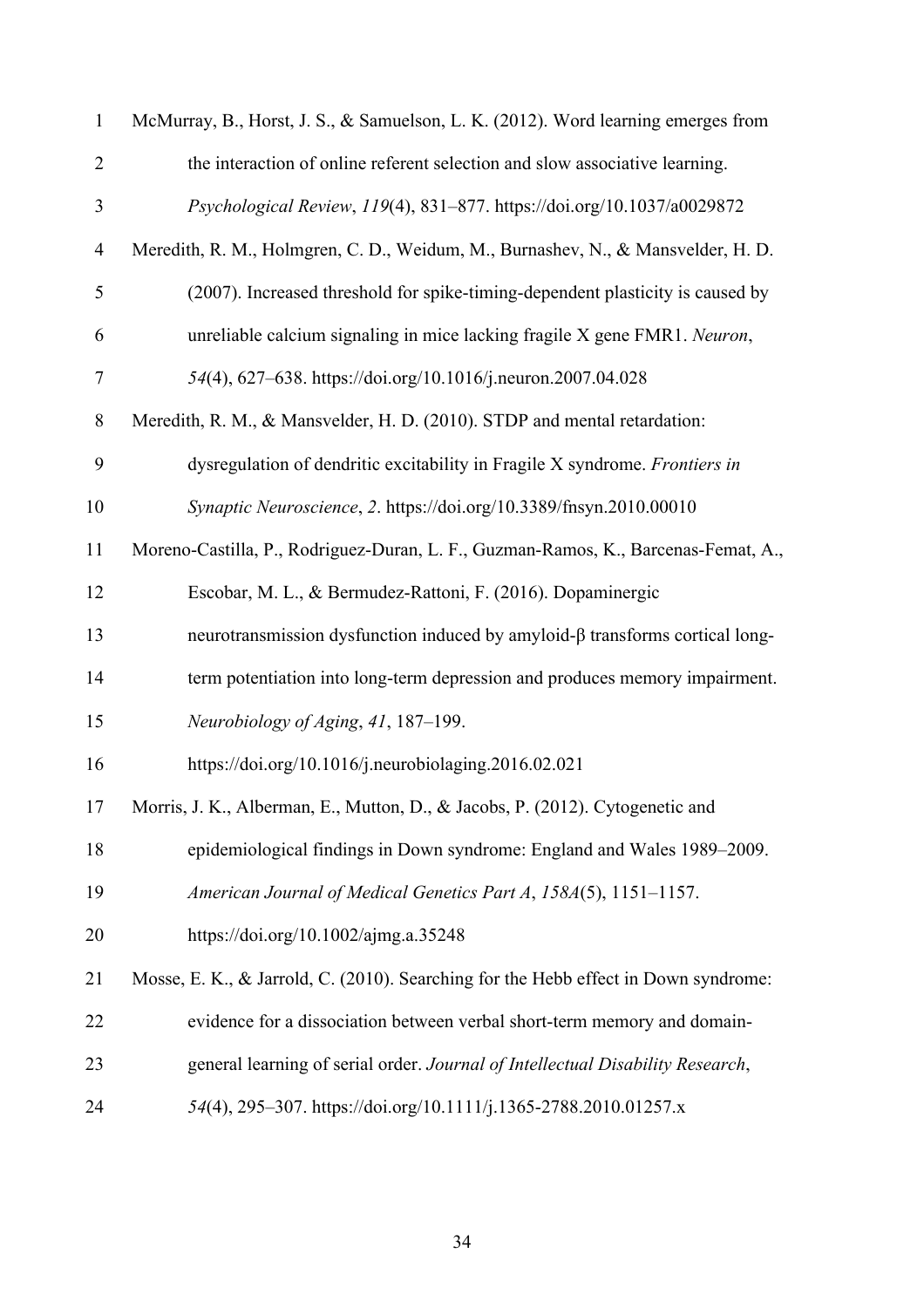McMurray, B., Horst, J. S., & Samuelson, L. K. (2012). Word learning emerges from the interaction of online referent selection and slow associative learning. *Psychological Review*, *119*(4), 831–877. https://doi.org/10.1037/a0029872

Meredith, R. M., Holmgren, C. D., Weidum, M., Burnashev, N., & Mansvelder, H. D. (2007). Increased threshold for spike-timing-dependent plasticity is caused by unreliable calcium signaling in mice lacking fragile X gene FMR1. *Neuron*, *54*(4), 627–638. https://doi.org/10.1016/j.neuron.2007.04.028

Meredith, R. M., & Mansvelder, H. D. (2010). STDP and mental retardation: dysregulation of dendritic excitability in Fragile X syndrome. *Frontiers in Synaptic Neuroscience*, *2*. https://doi.org/10.3389/fnsyn.2010.00010

Moreno-Castilla, P., Rodriguez-Duran, L. F., Guzman-Ramos, K., Barcenas-Femat, A., Escobar, M. L., & Bermudez-Rattoni, F. (2016). Dopaminergic neurotransmission dysfunction induced by amyloid-β transforms cortical long-term potentiation into long-term depression and produces memory impairment. *Neurobiology of Aging*, *41*, 187–199. https://doi.org/10.1016/j.neurobiolaging.2016.02.021

Morris, J. K., Alberman, E., Mutton, D., & Jacobs, P. (2012). Cytogenetic and epidemiological findings in Down syndrome: England and Wales 1989–2009. *American Journal of Medical Genetics Part A*, *158A*(5), 1151–1157. https://doi.org/10.1002/ajmg.a.35248

Mosse, E. K., & Jarrold, C. (2010). Searching for the Hebb effect in Down syndrome: evidence for a dissociation between verbal short-term memory and domain-general learning of serial order. *Journal of Intellectual Disability Research*, *54*(4), 295–307. https://doi.org/10.1111/j.1365-2788.2010.01257.x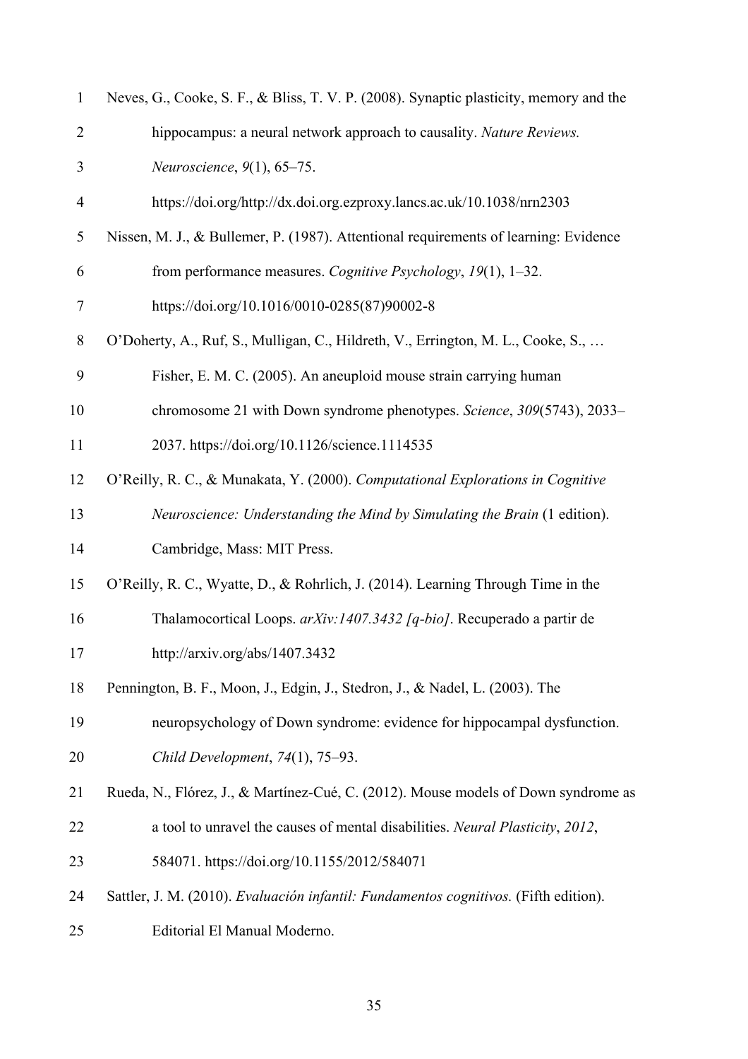Neves, G., Cooke, S. F., & Bliss, T. V. P. (2008). Synaptic plasticity, memory and the hippocampus: a neural network approach to causality. *Nature Reviews. Neuroscience*, *9*(1), 65–75. https://doi.org/http://dx.doi.org.ezproxy.lancs.ac.uk/10.1038/nrn2303

Nissen, M. J., & Bullemer, P. (1987). Attentional requirements of learning: Evidence from performance measures. *Cognitive Psychology*, *19*(1), 1–32. https://doi.org/10.1016/0010-0285(87)90002-8

O'Doherty, A., Ruf, S., Mulligan, C., Hildreth, V., Errington, M. L., Cooke, S., … Fisher, E. M. C. (2005). An aneuploid mouse strain carrying human chromosome 21 with Down syndrome phenotypes. *Science*, *309*(5743), 2033–2037. https://doi.org/10.1126/science.1114535

O'Reilly, R. C., & Munakata, Y. (2000). *Computational Explorations in Cognitive Neuroscience: Understanding the Mind by Simulating the Brain* (1 edition). Cambridge, Mass: MIT Press.

O'Reilly, R. C., Wyatte, D., & Rohrlich, J. (2014). Learning Through Time in the Thalamocortical Loops. *arXiv:1407.3432 [q-bio]*. Recuperado a partir de http://arxiv.org/abs/1407.3432

Pennington, B. F., Moon, J., Edgin, J., Stedron, J., & Nadel, L. (2003). The neuropsychology of Down syndrome: evidence for hippocampal dysfunction. *Child Development*, *74*(1), 75–93.

Rueda, N., Flórez, J., & Martínez-Cué, C. (2012). Mouse models of Down syndrome as a tool to unravel the causes of mental disabilities. *Neural Plasticity*, *2012*, 584071. https://doi.org/10.1155/2012/584071

Sattler, J. M. (2010). *Evaluación infantil: Fundamentos cognitivos.* (Fifth edition). Editorial El Manual Moderno.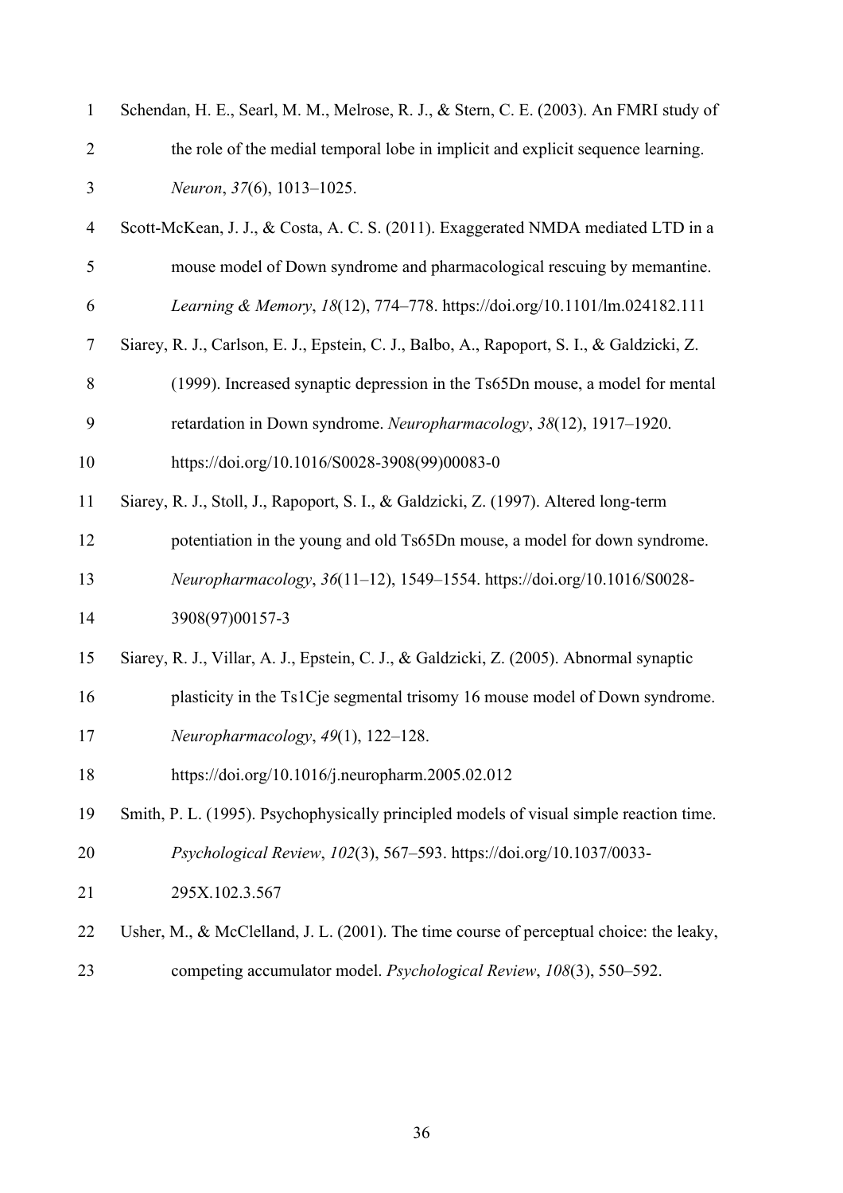Schendan, H. E., Searl, M. M., Melrose, R. J., & Stern, C. E. (2003). An FMRI study of the role of the medial temporal lobe in implicit and explicit sequence learning. *Neuron*, *37*(6), 1013–1025.

Scott-McKean, J. J., & Costa, A. C. S. (2011). Exaggerated NMDA mediated LTD in a mouse model of Down syndrome and pharmacological rescuing by memantine. *Learning & Memory*, *18*(12), 774–778. https://doi.org/10.1101/lm.024182.111

Siarey, R. J., Carlson, E. J., Epstein, C. J., Balbo, A., Rapoport, S. I., & Galdzicki, Z. (1999). Increased synaptic depression in the Ts65Dn mouse, a model for mental retardation in Down syndrome. *Neuropharmacology*, *38*(12), 1917–1920. https://doi.org/10.1016/S0028-3908(99)00083-0

Siarey, R. J., Stoll, J., Rapoport, S. I., & Galdzicki, Z. (1997). Altered long-term potentiation in the young and old Ts65Dn mouse, a model for down syndrome. *Neuropharmacology*, *36*(11–12), 1549–1554. https://doi.org/10.1016/S0028-3908(97)00157-3

Siarey, R. J., Villar, A. J., Epstein, C. J., & Galdzicki, Z. (2005). Abnormal synaptic plasticity in the Ts1Cje segmental trisomy 16 mouse model of Down syndrome. *Neuropharmacology*, *49*(1), 122–128. https://doi.org/10.1016/j.neuropharm.2005.02.012

Smith, P. L. (1995). Psychophysically principled models of visual simple reaction time. *Psychological Review*, *102*(3), 567–593. https://doi.org/10.1037/0033-295X.102.3.567

Usher, M., & McClelland, J. L. (2001). The time course of perceptual choice: the leaky, competing accumulator model. *Psychological Review*, *108*(3), 550–592.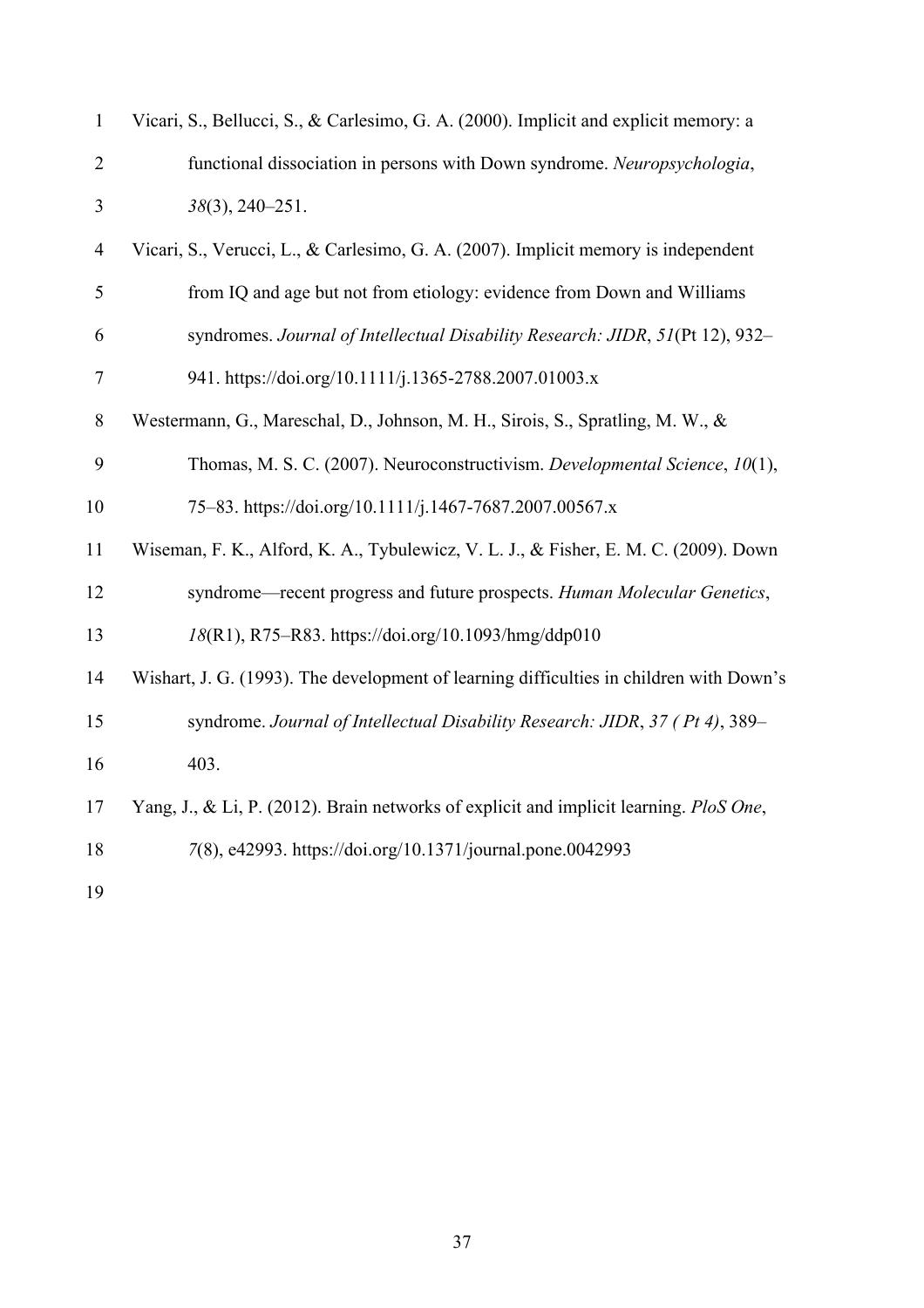Vicari, S., Bellucci, S., & Carlesimo, G. A. (2000). Implicit and explicit memory: a functional dissociation in persons with Down syndrome. *Neuropsychologia*, *38*(3), 240–251.

Vicari, S., Verucci, L., & Carlesimo, G. A. (2007). Implicit memory is independent from IQ and age but not from etiology: evidence from Down and Williams syndromes. *Journal of Intellectual Disability Research: JIDR*, *51*(Pt 12), 932–941. https://doi.org/10.1111/j.1365-2788.2007.01003.x

Westermann, G., Mareschal, D., Johnson, M. H., Sirois, S., Spratling, M. W., & Thomas, M. S. C. (2007). Neuroconstructivism. *Developmental Science*, *10*(1), 75–83. https://doi.org/10.1111/j.1467-7687.2007.00567.x

Wiseman, F. K., Alford, K. A., Tybulewicz, V. L. J., & Fisher, E. M. C. (2009). Down syndrome—recent progress and future prospects. *Human Molecular Genetics*, *18*(R1), R75–R83. https://doi.org/10.1093/hmg/ddp010

Wishart, J. G. (1993). The development of learning difficulties in children with Down's syndrome. *Journal of Intellectual Disability Research: JIDR*, *37 ( Pt 4)*, 389–403.

Yang, J., & Li, P. (2012). Brain networks of explicit and implicit learning. *PloS One*, *7*(8), e42993. https://doi.org/10.1371/journal.pone.0042993